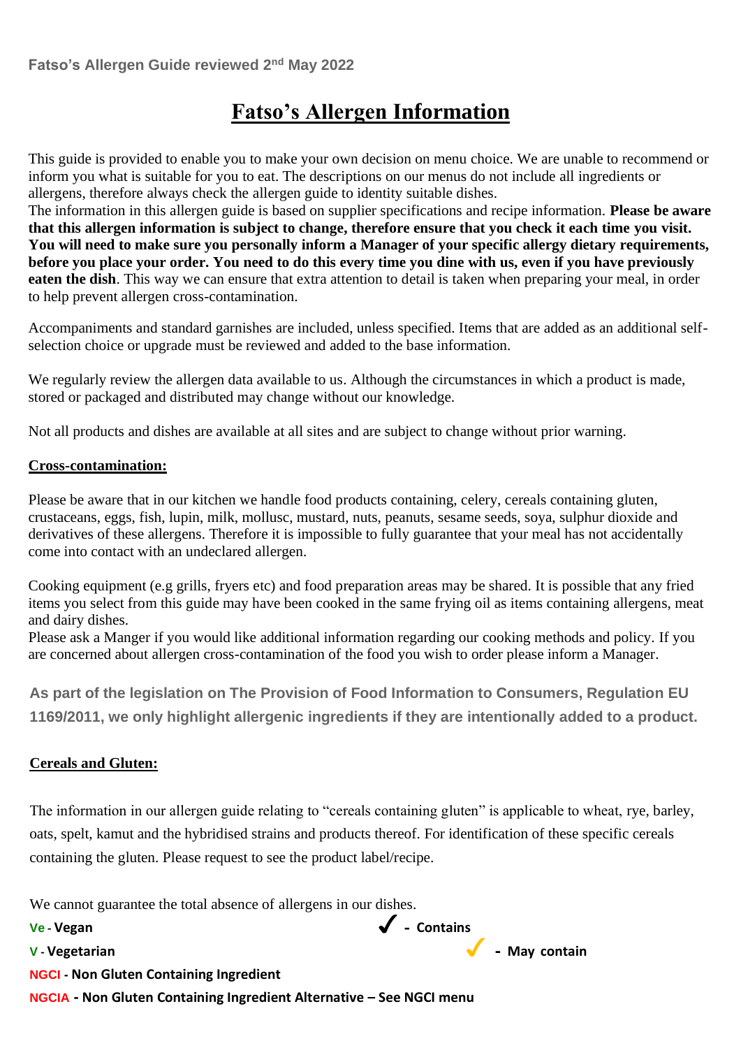Fatso's Allergen Guide reviewed 2nd May 2022

# Fatso's Allergen Information

This guide is provided to enable you to make your own decision on menu choice. We are unable to recommend or inform you what is suitable for you to eat. The descriptions on our menus do not include all ingredients or allergens, therefore always check the allergen guide to identity suitable dishes.
The information in this allergen guide is based on supplier specifications and recipe information. **Please be aware that this allergen information is subject to change, therefore ensure that you check it each time you visit. You will need to make sure you personally inform a Manager of your specific allergy dietary requirements, before you place your order. You need to do this every time you dine with us, even if you have previously eaten the dish**. This way we can ensure that extra attention to detail is taken when preparing your meal, in order to help prevent allergen cross-contamination.

Accompaniments and standard garnishes are included, unless specified. Items that are added as an additional self-selection choice or upgrade must be reviewed and added to the base information.

We regularly review the allergen data available to us. Although the circumstances in which a product is made, stored or packaged and distributed may change without our knowledge.

Not all products and dishes are available at all sites and are subject to change without prior warning.

## Cross-contamination:

Please be aware that in our kitchen we handle food products containing, celery, cereals containing gluten, crustaceans, eggs, fish, lupin, milk, mollusc, mustard, nuts, peanuts, sesame seeds, soya, sulphur dioxide and derivatives of these allergens. Therefore it is impossible to fully guarantee that your meal has not accidentally come into contact with an undeclared allergen.

Cooking equipment (e.g grills, fryers etc) and food preparation areas may be shared. It is possible that any fried items you select from this guide may have been cooked in the same frying oil as items containing allergens, meat and dairy dishes.
Please ask a Manger if you would like additional information regarding our cooking methods and policy. If you are concerned about allergen cross-contamination of the food you wish to order please inform a Manager.

**As part of the legislation on The Provision of Food Information to Consumers, Regulation EU 1169/2011, we only highlight allergenic ingredients if they are intentionally added to a product.**

## Cereals and Gluten:

The information in our allergen guide relating to "cereals containing gluten" is applicable to wheat, rye, barley, oats, spelt, kamut and the hybridised strains and products thereof. For identification of these specific cereals containing the gluten. Please request to see the product label/recipe.

We cannot guarantee the total absence of allergens in our dishes.

**Ve - Vegan**

**V - Vegetarian**

**NGCI - Non Gluten Containing Ingredient**

**NGCIA - Non Gluten Containing Ingredient Alternative – See NGCI menu**

**✓ - Contains**

**✓ - May contain**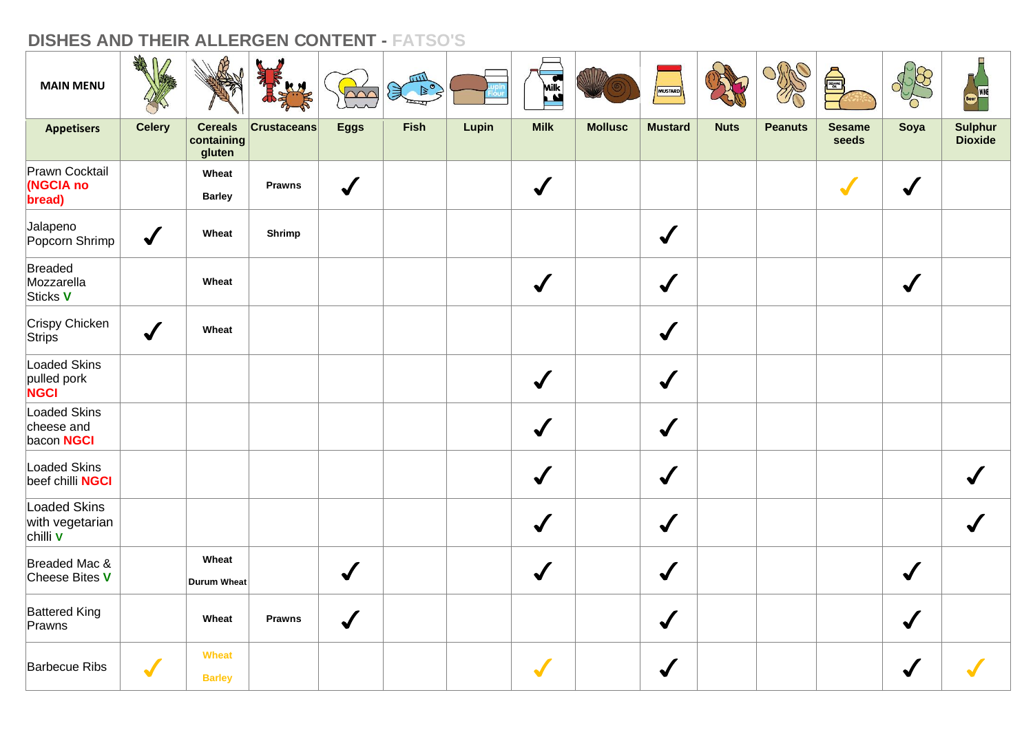## DISHES AND THEIR ALLERGEN CONTENT - FATSO'S

| MAIN MENU | | | | | | | | | | | | | | |
|---|---|---|---|---|---|---|---|---|---|---|---|---|---|---|
| **Appetisers** | **Celery** | **Cereals containing gluten** | **Crustaceans** | **Eggs** | **Fish** | **Lupin** | **Milk** | **Mollusc** | **Mustard** | **Nuts** | **Peanuts** | **Sesame seeds** | **Soya** | **Sulphur Dioxide** |
| Prawn Cocktail **(NGCIA no bread)** | | **Wheat** **Barley** | **Prawns** | ✓ | | | ✓ | | | | | ✓ | ✓ | |
| Jalapeno Popcorn Shrimp | ✓ | **Wheat** | **Shrimp** | | | | | | ✓ | | | | | |
| Breaded Mozzarella Sticks **V** | | **Wheat** | | | | | ✓ | | ✓ | | | | ✓ | |
| Crispy Chicken Strips | ✓ | **Wheat** | | | | | | | ✓ | | | | | |
| Loaded Skins pulled pork **NGCI** | | | | | | | ✓ | | ✓ | | | | | |
| Loaded Skins cheese and bacon **NGCI** | | | | | | | ✓ | | ✓ | | | | | |
| Loaded Skins beef chilli **NGCI** | | | | | | | ✓ | | ✓ | | | | | ✓ |
| Loaded Skins with vegetarian chilli **V** | | | | | | | ✓ | | ✓ | | | | | ✓ |
| Breaded Mac & Cheese Bites **V** | | **Wheat** **Durum Wheat** | | ✓ | | | ✓ | | ✓ | | | | ✓ | |
| Battered King Prawns | | **Wheat** | **Prawns** | ✓ | | | | | ✓ | | | | ✓ | |
| Barbecue Ribs | ✓ | **Wheat** **Barley** | | | | | ✓ | | ✓ | | | | ✓ | ✓ |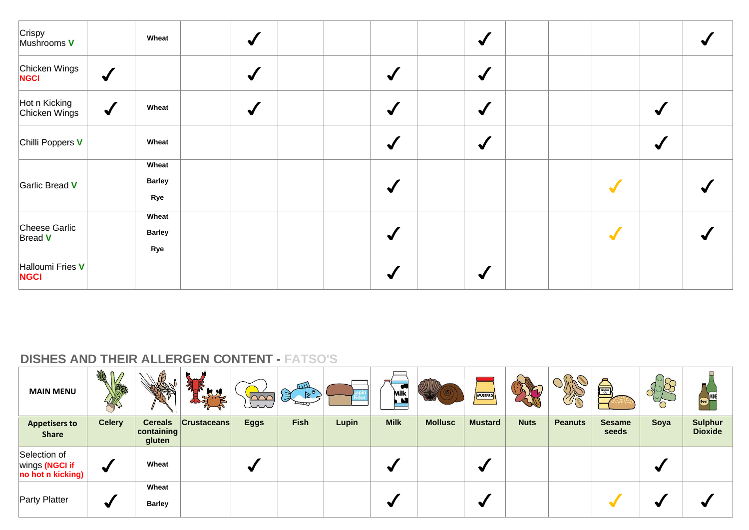| Crispy Mushrooms V | | Wheat | | ✓ | | | | | ✓ | | | | | ✓ |
|---|---|---|---|---|---|---|---|---|---|---|---|---|---|---|
| Chicken Wings NGCI | ✓ | | | ✓ | | | ✓ | | ✓ | | | | | |
| Hot n Kicking Chicken Wings | ✓ | Wheat | | ✓ | | | ✓ | | ✓ | | | | ✓ | |
| Chilli Poppers V | | Wheat | | | | | ✓ | | ✓ | | | | ✓ | |
| Garlic Bread V | | Wheat Barley Rye | | | | | ✓ | | | | | ✓ | | ✓ |
| Cheese Garlic Bread V | | Wheat Barley Rye | | | | | ✓ | | | | | ✓ | | ✓ |
| Halloumi Fries V NGCI | | | | | | | ✓ | | ✓ | | | | | |

## DISHES AND THEIR ALLERGEN CONTENT - FATSO'S

| MAIN MENU | | | | | | | | | | | | | | |
|---|---|---|---|---|---|---|---|---|---|---|---|---|---|---|
| **Appetisers to Share** | **Celery** | **Cereals containing gluten** | **Crustaceans** | **Eggs** | **Fish** | **Lupin** | **Milk** | **Mollusc** | **Mustard** | **Nuts** | **Peanuts** | **Sesame seeds** | **Soya** | **Sulphur Dioxide** |
| Selection of wings (NGCI if no hot n kicking) | ✓ | Wheat | | ✓ | | | ✓ | | ✓ | | | | ✓ | |
| Party Platter | ✓ | Wheat Barley | | | | | ✓ | | ✓ | | | ✓ | ✓ | ✓ |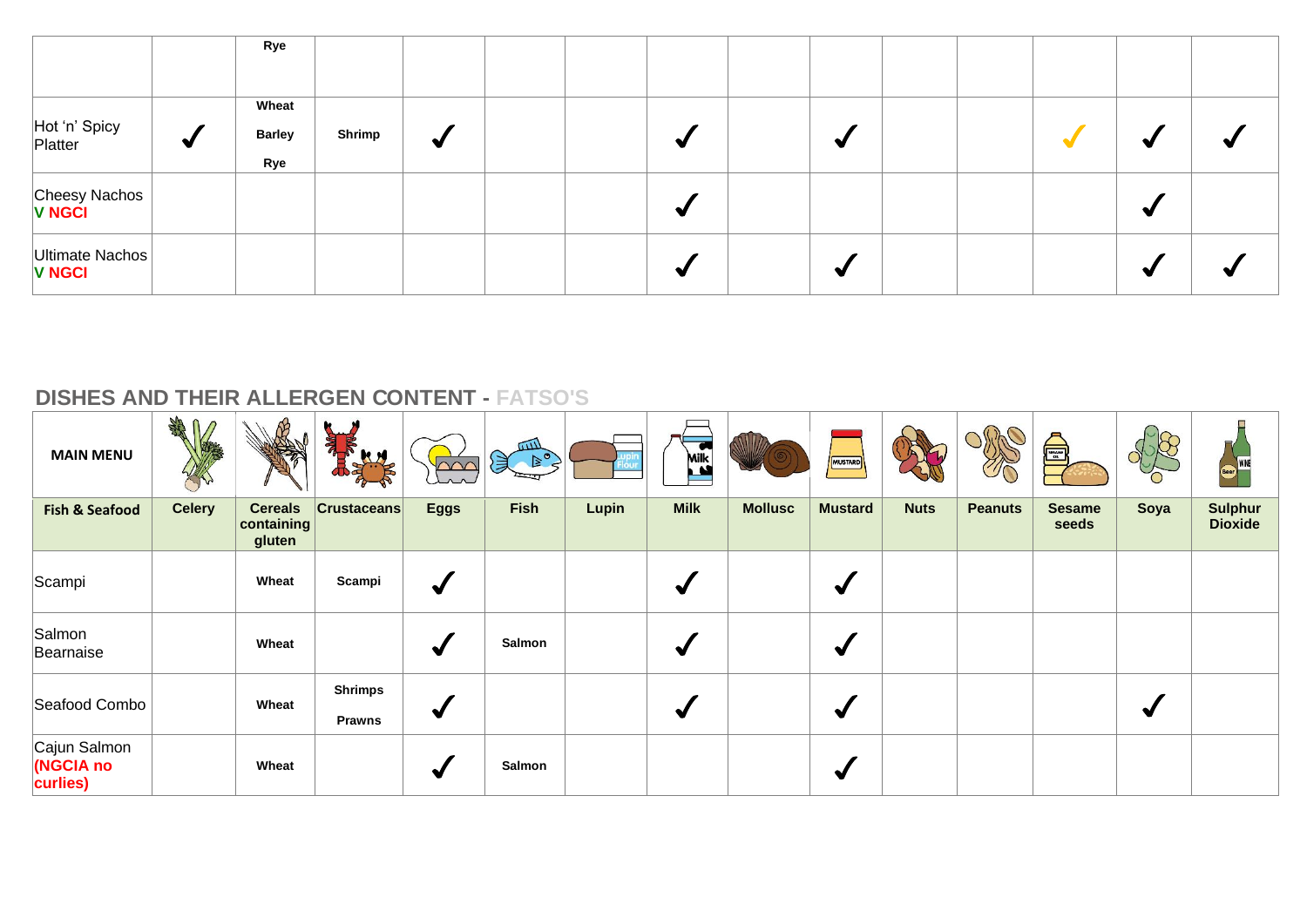| | Celery | Cereals containing gluten | Crustaceans | Eggs | Fish | Lupin | Milk | Mollusc | Mustard | Nuts | Peanuts | Sesame seeds | Soya | Sulphur Dioxide |
|---|---|---|---|---|---|---|---|---|---|---|---|---|---|---|
| | | Rye | | | | | | | | | | | | |
| Hot 'n' Spicy Platter | ✓ | Wheat Barley Rye | Shrimp | ✓ | | | ✓ | | ✓ | | | ✓ | ✓ | ✓ |
| Cheesy Nachos **V NGCI** | | | | | | | ✓ | | | | | | ✓ | |
| Ultimate Nachos **V NGCI** | | | | | | | ✓ | | ✓ | | | | ✓ | ✓ |

## DISHES AND THEIR ALLERGEN CONTENT - FATSO'S

| MAIN MENU | | | | | | | | | | | | | | |
|---|---|---|---|---|---|---|---|---|---|---|---|---|---|---|
| **Fish & Seafood** | **Celery** | **Cereals containing gluten** | **Crustaceans** | **Eggs** | **Fish** | **Lupin** | **Milk** | **Mollusc** | **Mustard** | **Nuts** | **Peanuts** | **Sesame seeds** | **Soya** | **Sulphur Dioxide** |
| Scampi | | Wheat | Scampi | ✓ | | | ✓ | | ✓ | | | | | |
| Salmon Bearnaise | | Wheat | | ✓ | Salmon | | ✓ | | ✓ | | | | | |
| Seafood Combo | | Wheat | Shrimps Prawns | ✓ | | | ✓ | | ✓ | | | | ✓ | |
| Cajun Salmon **(NGCIA no curlies)** | | Wheat | | ✓ | Salmon | | | | ✓ | | | | | |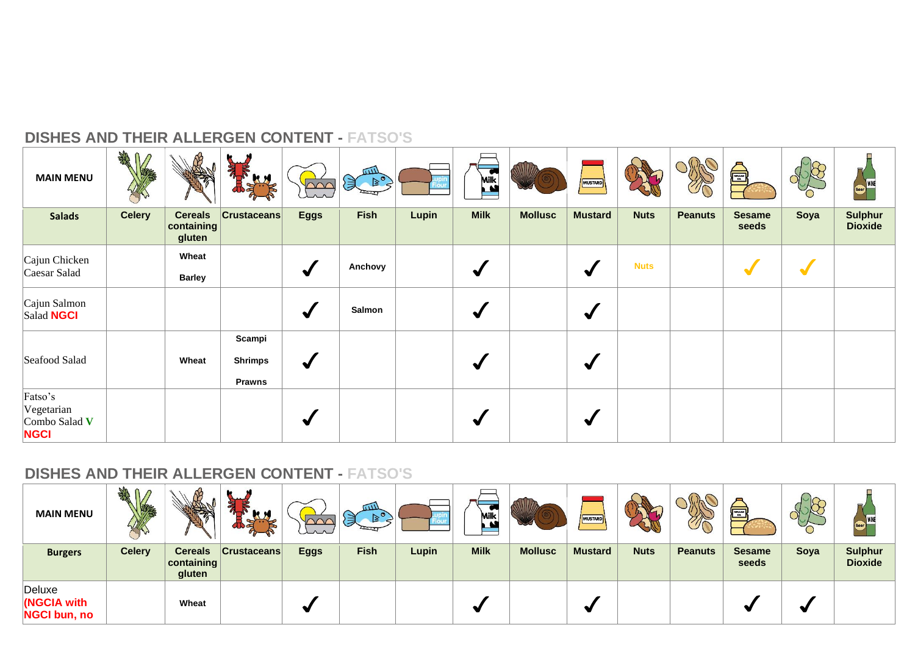## DISHES AND THEIR ALLERGEN CONTENT - FATSO'S

| MAIN MENU | | | | | | | | | | | | | | |
|---|---|---|---|---|---|---|---|---|---|---|---|---|---|---|
| **Salads** | **Celery** | **Cereals containing gluten** | **Crustaceans** | **Eggs** | **Fish** | **Lupin** | **Milk** | **Mollusc** | **Mustard** | **Nuts** | **Peanuts** | **Sesame seeds** | **Soya** | **Sulphur Dioxide** |
| Cajun Chicken Caesar Salad | | **Wheat** **Barley** | | ✓ | **Anchovy** | | ✓ | | ✓ | **Nuts** | | ✓ | ✓ | |
| Cajun Salmon Salad **NGCI** | | | | ✓ | **Salmon** | | ✓ | | ✓ | | | | | |
| Seafood Salad | | **Wheat** | **Scampi** **Shrimps** **Prawns** | ✓ | | | ✓ | | ✓ | | | | | |
| Fatso's Vegetarian Combo Salad **V** **NGCI** | | | | ✓ | | | ✓ | | ✓ | | | | | |

## DISHES AND THEIR ALLERGEN CONTENT - FATSO'S

| MAIN MENU | | | | | | | | | | | | | | |
|---|---|---|---|---|---|---|---|---|---|---|---|---|---|---|
| **Burgers** | **Celery** | **Cereals containing gluten** | **Crustaceans** | **Eggs** | **Fish** | **Lupin** | **Milk** | **Mollusc** | **Mustard** | **Nuts** | **Peanuts** | **Sesame seeds** | **Soya** | **Sulphur Dioxide** |
| Deluxe **(NGCIA with NGCI bun, no** | | **Wheat** | | ✓ | | | ✓ | | ✓ | | | ✓ | ✓ | |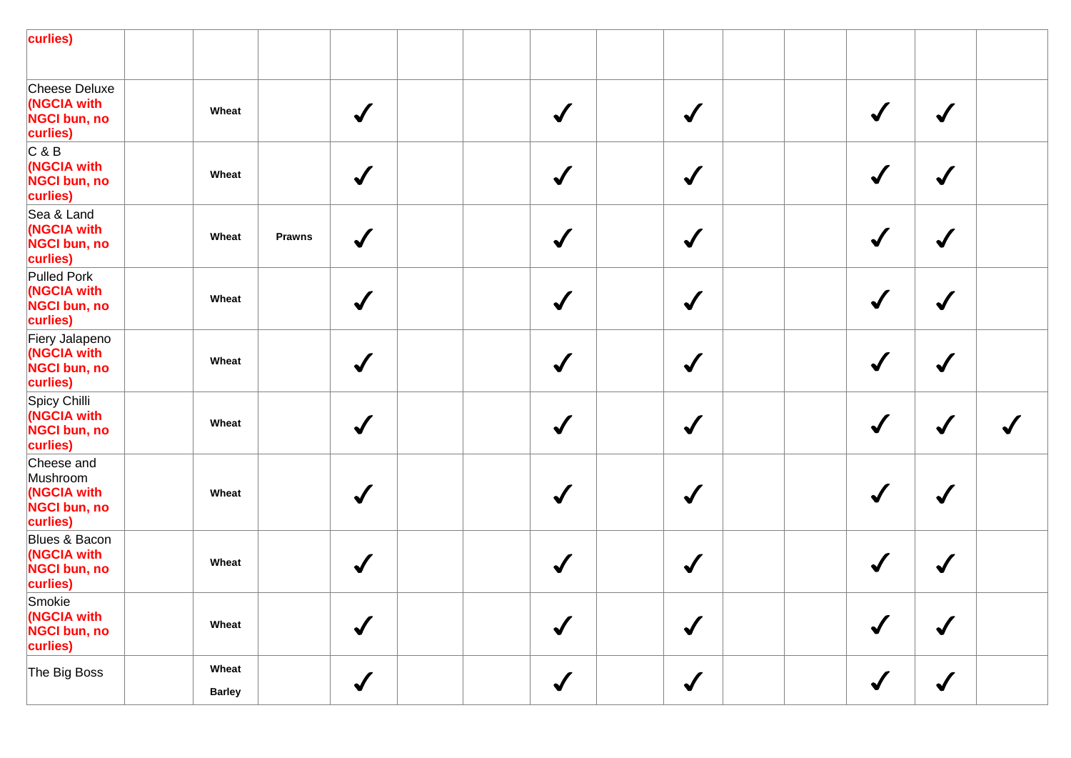| | | | | | | | | | | | | | | |
|---|---|---|---|---|---|---|---|---|---|---|---|---|---|---|
| **curlies)** | | | | | | | | | | | | | | |
| Cheese Deluxe **(NGCIA with NGCI bun, no curlies)** | | **Wheat** | | ✓ | | | ✓ | | ✓ | | | ✓ | ✓ | |
| C & B **(NGCIA with NGCI bun, no curlies)** | | **Wheat** | | ✓ | | | ✓ | | ✓ | | | ✓ | ✓ | |
| Sea & Land **(NGCIA with NGCI bun, no curlies)** | | **Wheat** | **Prawns** | ✓ | | | ✓ | | ✓ | | | ✓ | ✓ | |
| Pulled Pork **(NGCIA with NGCI bun, no curlies)** | | **Wheat** | | ✓ | | | ✓ | | ✓ | | | ✓ | ✓ | |
| Fiery Jalapeno **(NGCIA with NGCI bun, no curlies)** | | **Wheat** | | ✓ | | | ✓ | | ✓ | | | ✓ | ✓ | |
| Spicy Chilli **(NGCIA with NGCI bun, no curlies)** | | **Wheat** | | ✓ | | | ✓ | | ✓ | | | ✓ | ✓ | ✓ |
| Cheese and Mushroom **(NGCIA with NGCI bun, no curlies)** | | **Wheat** | | ✓ | | | ✓ | | ✓ | | | ✓ | ✓ | |
| Blues & Bacon **(NGCIA with NGCI bun, no curlies)** | | **Wheat** | | ✓ | | | ✓ | | ✓ | | | ✓ | ✓ | |
| Smokie **(NGCIA with NGCI bun, no curlies)** | | **Wheat** | | ✓ | | | ✓ | | ✓ | | | ✓ | ✓ | |
| The Big Boss | | **Wheat** **Barley** | | ✓ | | | ✓ | | ✓ | | | ✓ | ✓ | |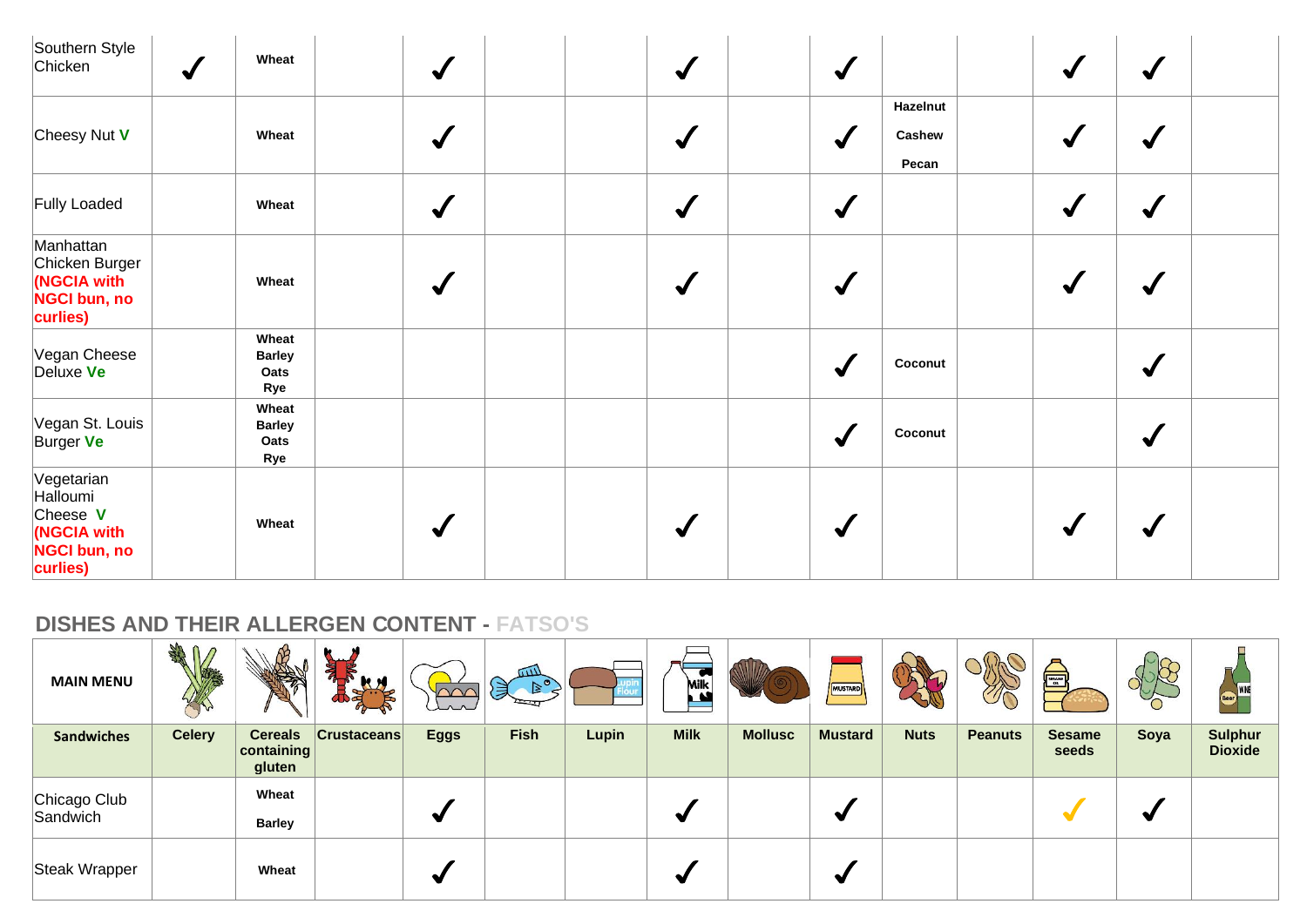| | | | | | | | | | | | | | | |
|---|---|---|---|---|---|---|---|---|---|---|---|---|---|---|
| Southern Style Chicken | ✓ | Wheat | | ✓ | | | ✓ | | ✓ | | | ✓ | ✓ | |
| Cheesy Nut **V** | | Wheat | | ✓ | | | ✓ | | ✓ | Hazelnut<br>Cashew<br>Pecan | | ✓ | ✓ | |
| Fully Loaded | | Wheat | | ✓ | | | ✓ | | ✓ | | | ✓ | ✓ | |
| Manhattan Chicken Burger **(NGCIA with NGCI bun, no curlies)** | | Wheat | | ✓ | | | ✓ | | ✓ | | | ✓ | ✓ | |
| Vegan Cheese Deluxe **Ve** | | Wheat<br>Barley<br>Oats<br>Rye | | | | | | | ✓ | Coconut | | | ✓ | |
| Vegan St. Louis Burger **Ve** | | Wheat<br>Barley<br>Oats<br>Rye | | | | | | | ✓ | Coconut | | | ✓ | |
| Vegetarian Halloumi Cheese **V** **(NGCIA with NGCI bun, no curlies)** | | Wheat | | ✓ | | | ✓ | | ✓ | | | ✓ | ✓ | |

## DISHES AND THEIR ALLERGEN CONTENT - FATSO'S

| MAIN MENU | | | | | | | | | | | | | | |
|---|---|---|---|---|---|---|---|---|---|---|---|---|---|---|
| **Sandwiches** | **Celery** | **Cereals containing gluten** | **Crustaceans** | **Eggs** | **Fish** | **Lupin** | **Milk** | **Mollusc** | **Mustard** | **Nuts** | **Peanuts** | **Sesame seeds** | **Soya** | **Sulphur Dioxide** |
| Chicago Club Sandwich | | Wheat<br>Barley | | ✓ | | | ✓ | | ✓ | | | ✓ | ✓ | |
| Steak Wrapper | | Wheat | | ✓ | | | ✓ | | ✓ | | | | | |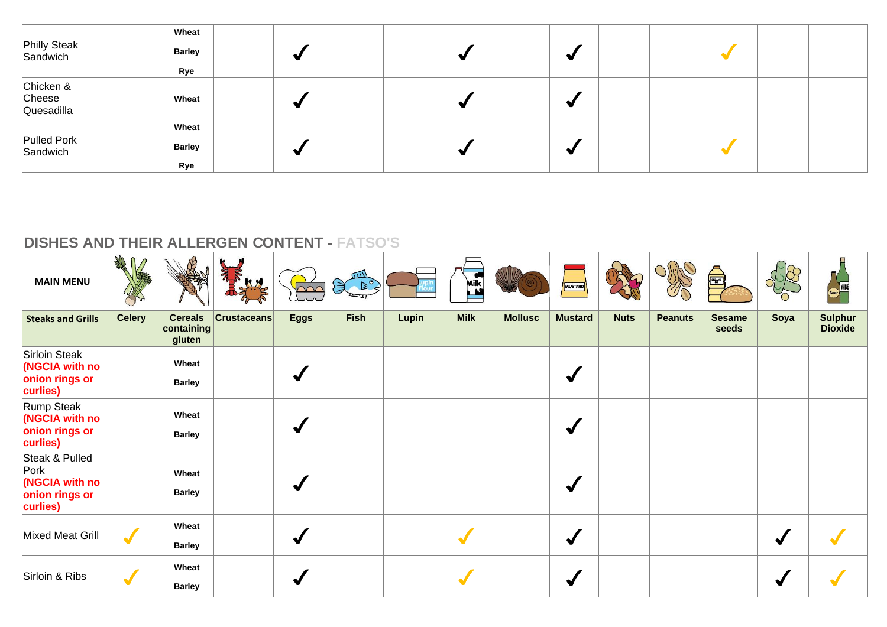| | | | | | | | | | | | | | | |
|---|---|---|---|---|---|---|---|---|---|---|---|---|---|---|
| Philly Steak Sandwich | | Wheat<br>Barley<br>Rye | | ✓ | | | ✓ | | ✓ | | | ✓ | | |
| Chicken & Cheese Quesadilla | | Wheat | | ✓ | | | ✓ | | ✓ | | | | | |
| Pulled Pork Sandwich | | Wheat<br>Barley<br>Rye | | ✓ | | | ✓ | | ✓ | | | ✓ | | |

## DISHES AND THEIR ALLERGEN CONTENT - FATSO'S

| MAIN MENU | | | | | | | | | | | | | | |
|---|---|---|---|---|---|---|---|---|---|---|---|---|---|---|
| **Steaks and Grills** | **Celery** | **Cereals containing gluten** | **Crustaceans** | **Eggs** | **Fish** | **Lupin** | **Milk** | **Mollusc** | **Mustard** | **Nuts** | **Peanuts** | **Sesame seeds** | **Soya** | **Sulphur Dioxide** |
| Sirloin Steak **(NGCIA with no onion rings or curlies)** | | Wheat<br>Barley | | ✓ | | | | | ✓ | | | | | |
| Rump Steak **(NGCIA with no onion rings or curlies)** | | Wheat<br>Barley | | ✓ | | | | | ✓ | | | | | |
| Steak & Pulled Pork **(NGCIA with no onion rings or curlies)** | | Wheat<br>Barley | | ✓ | | | | | ✓ | | | | | |
| Mixed Meat Grill | ✓ | Wheat<br>Barley | | ✓ | | | ✓ | | ✓ | | | | ✓ | ✓ |
| Sirloin & Ribs | ✓ | Wheat<br>Barley | | ✓ | | | ✓ | | ✓ | | | | ✓ | ✓ |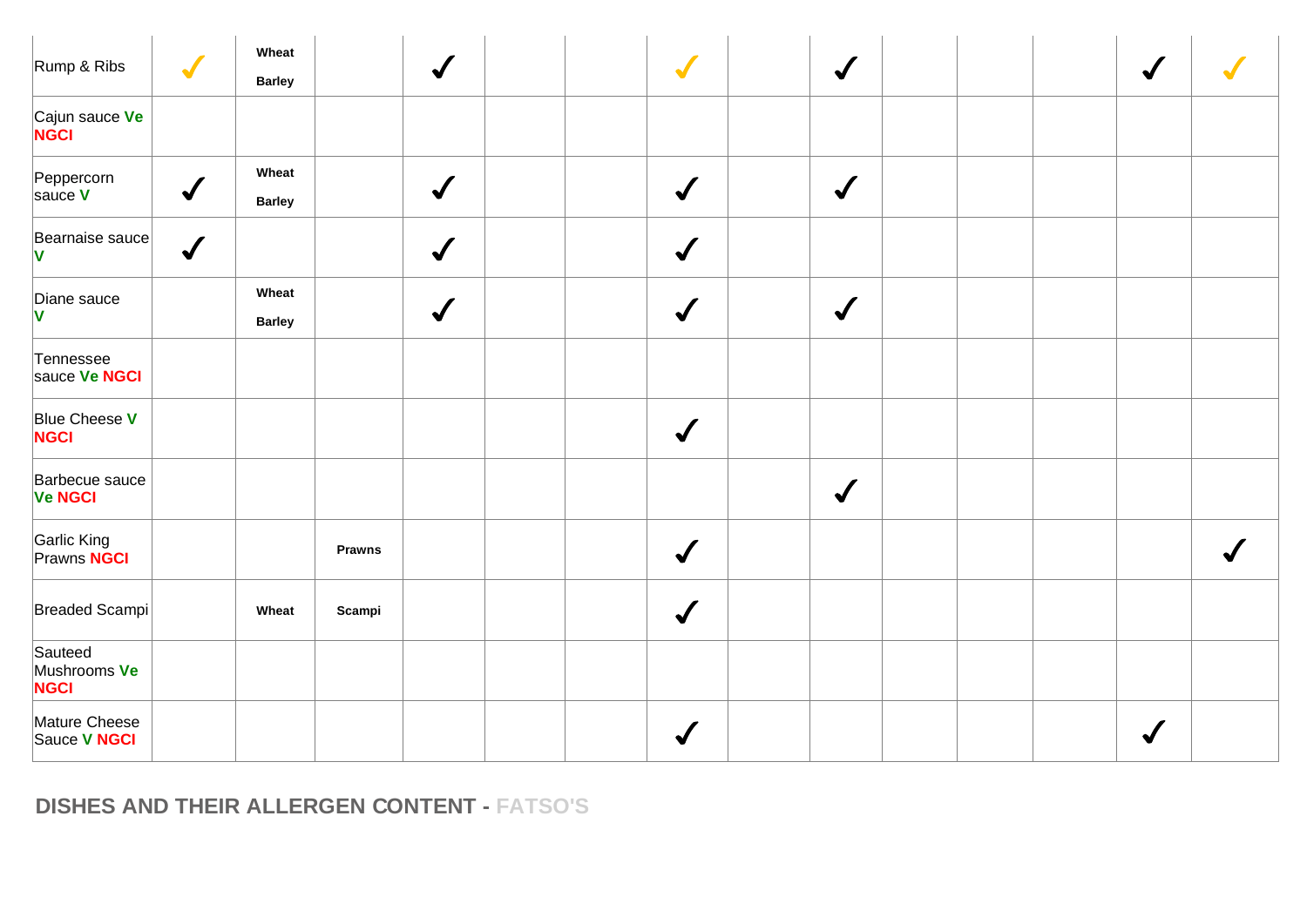| | | | | | | | | | | | | | | |
|---|---|---|---|---|---|---|---|---|---|---|---|---|---|---|
| Rump & Ribs | ✓ | **Wheat** **Barley** | | ✓ | | | ✓ | | ✓ | | | | ✓ | ✓ |
| Cajun sauce **Ve** **NGCI** | | | | | | | | | | | | | | |
| Peppercorn sauce **V** | ✓ | **Wheat** **Barley** | | ✓ | | | ✓ | | ✓ | | | | | |
| Bearnaise sauce **V** | ✓ | | | ✓ | | | ✓ | | | | | | | |
| Diane sauce **V** | | **Wheat** **Barley** | | ✓ | | | ✓ | | ✓ | | | | | |
| Tennessee sauce **Ve** **NGCI** | | | | | | | | | | | | | | |
| Blue Cheese **V** **NGCI** | | | | | | | ✓ | | | | | | | |
| Barbecue sauce **Ve** **NGCI** | | | | | | | | | ✓ | | | | | |
| Garlic King Prawns **NGCI** | | | **Prawns** | | | | ✓ | | | | | | | ✓ |
| Breaded Scampi | | **Wheat** | **Scampi** | | | | ✓ | | | | | | | |
| Sauteed Mushrooms **Ve** **NGCI** | | | | | | | | | | | | | | |
| Mature Cheese Sauce **V** **NGCI** | | | | | | | ✓ | | | | | | ✓ | |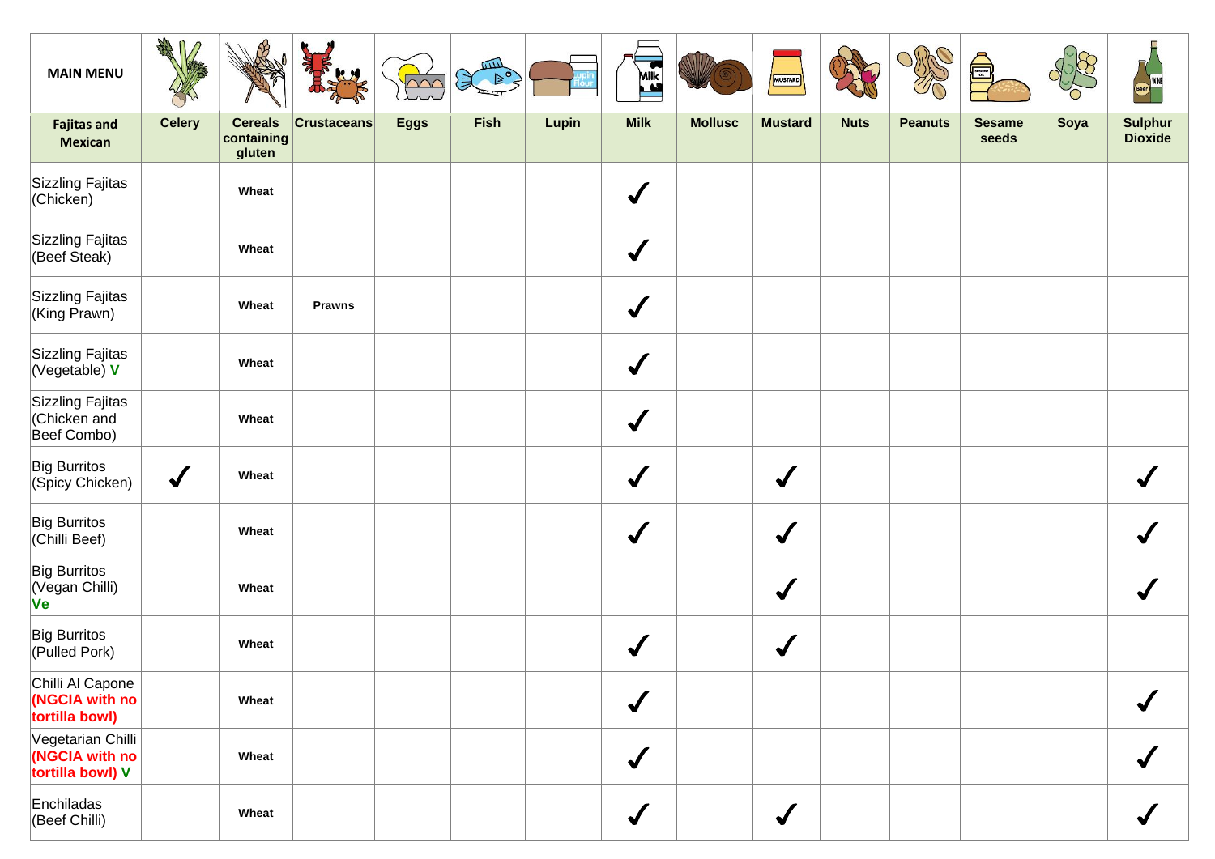| MAIN MENU | | | | | | | | | | | | | | |
|---|---|---|---|---|---|---|---|---|---|---|---|---|---|---|
| **Fajitas and Mexican** | **Celery** | **Cereals containing gluten** | **Crustaceans** | **Eggs** | **Fish** | **Lupin** | **Milk** | **Mollusc** | **Mustard** | **Nuts** | **Peanuts** | **Sesame seeds** | **Soya** | **Sulphur Dioxide** |
| Sizzling Fajitas (Chicken) | | **Wheat** | | | | | ✓ | | | | | | | |
| Sizzling Fajitas (Beef Steak) | | **Wheat** | | | | | ✓ | | | | | | | |
| Sizzling Fajitas (King Prawn) | | **Wheat** | **Prawns** | | | | ✓ | | | | | | | |
| Sizzling Fajitas (Vegetable) **V** | | **Wheat** | | | | | ✓ | | | | | | | |
| Sizzling Fajitas (Chicken and Beef Combo) | | **Wheat** | | | | | ✓ | | | | | | | |
| Big Burritos (Spicy Chicken) | ✓ | **Wheat** | | | | | ✓ | | ✓ | | | | | ✓ |
| Big Burritos (Chilli Beef) | | **Wheat** | | | | | ✓ | | ✓ | | | | | ✓ |
| Big Burritos (Vegan Chilli) **Ve** | | **Wheat** | | | | | | | ✓ | | | | | ✓ |
| Big Burritos (Pulled Pork) | | **Wheat** | | | | | ✓ | | ✓ | | | | | |
| Chilli Al Capone **(NGCIA with no tortilla bowl)** | | **Wheat** | | | | | ✓ | | | | | | | ✓ |
| Vegetarian Chilli **(NGCIA with no tortilla bowl) V** | | **Wheat** | | | | | ✓ | | | | | | | ✓ |
| Enchiladas (Beef Chilli) | | **Wheat** | | | | | ✓ | | ✓ | | | | | ✓ |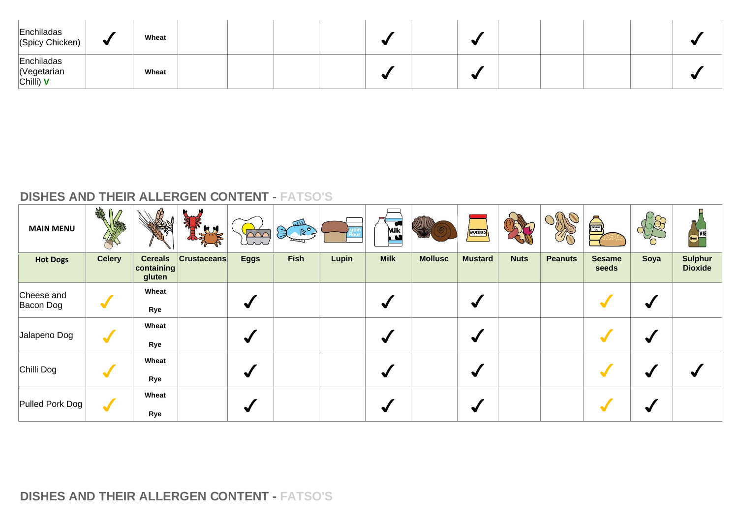| | Celery | Cereals containing gluten | Crustaceans | Eggs | Fish | Lupin | Milk | Mollusc | Mustard | Nuts | Peanuts | Sesame seeds | Soya | Sulphur Dioxide |
|---|---|---|---|---|---|---|---|---|---|---|---|---|---|---|
| Enchiladas (Spicy Chicken) | ✓ | Wheat | | | | | ✓ | | ✓ | | | | | ✓ |
| Enchiladas (Vegetarian Chilli) V | | Wheat | | | | | ✓ | | ✓ | | | | | ✓ |

## DISHES AND THEIR ALLERGEN CONTENT - FATSO'S

| MAIN MENU | | | | | | | | | | | | | | |
|---|---|---|---|---|---|---|---|---|---|---|---|---|---|---|
| **Hot Dogs** | **Celery** | **Cereals containing gluten** | **Crustaceans** | **Eggs** | **Fish** | **Lupin** | **Milk** | **Mollusc** | **Mustard** | **Nuts** | **Peanuts** | **Sesame seeds** | **Soya** | **Sulphur Dioxide** |
| Cheese and Bacon Dog | ✓ | Wheat Rye | | ✓ | | | ✓ | | ✓ | | | ✓ | ✓ | |
| Jalapeno Dog | ✓ | Wheat Rye | | ✓ | | | ✓ | | ✓ | | | ✓ | ✓ | |
| Chilli Dog | ✓ | Wheat Rye | | ✓ | | | ✓ | | ✓ | | | ✓ | ✓ | ✓ |
| Pulled Pork Dog | ✓ | Wheat Rye | | ✓ | | | ✓ | | ✓ | | | ✓ | ✓ | |

## DISHES AND THEIR ALLERGEN CONTENT - FATSO'S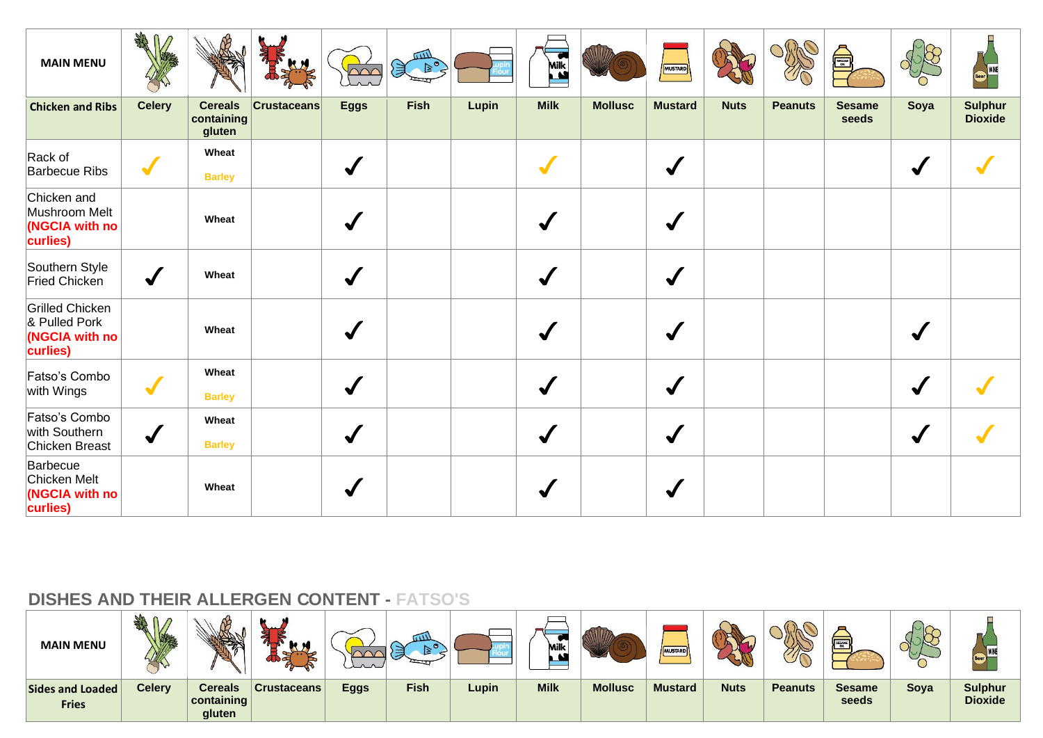| MAIN MENU | | | | | | | | | | | | | | |
|---|---|---|---|---|---|---|---|---|---|---|---|---|---|---|
| **Chicken and Ribs** | **Celery** | **Cereals containing gluten** | **Crustaceans** | **Eggs** | **Fish** | **Lupin** | **Milk** | **Mollusc** | **Mustard** | **Nuts** | **Peanuts** | **Sesame seeds** | **Soya** | **Sulphur Dioxide** |
| Rack of Barbecue Ribs | ✓ | **Wheat** **Barley** | | ✓ | | | ✓ | | ✓ | | | | ✓ | ✓ |
| Chicken and Mushroom Melt **(NGCIA with no curlies)** | | **Wheat** | | ✓ | | | ✓ | | ✓ | | | | | |
| Southern Style Fried Chicken | ✓ | **Wheat** | | ✓ | | | ✓ | | ✓ | | | | | |
| Grilled Chicken & Pulled Pork **(NGCIA with no curlies)** | | **Wheat** | | ✓ | | | ✓ | | ✓ | | | | ✓ | |
| Fatso's Combo with Wings | ✓ | **Wheat** **Barley** | | ✓ | | | ✓ | | ✓ | | | | ✓ | ✓ |
| Fatso's Combo with Southern Chicken Breast | ✓ | **Wheat** **Barley** | | ✓ | | | ✓ | | ✓ | | | | ✓ | ✓ |
| Barbecue Chicken Melt **(NGCIA with no curlies)** | | **Wheat** | | ✓ | | | ✓ | | ✓ | | | | | |

## DISHES AND THEIR ALLERGEN CONTENT - FATSO'S

| MAIN MENU | | | | | | | | | | | | | | |
|---|---|---|---|---|---|---|---|---|---|---|---|---|---|---|
| **Sides and Loaded Fries** | **Celery** | **Cereals containing gluten** | **Crustaceans** | **Eggs** | **Fish** | **Lupin** | **Milk** | **Mollusc** | **Mustard** | **Nuts** | **Peanuts** | **Sesame seeds** | **Soya** | **Sulphur Dioxide** |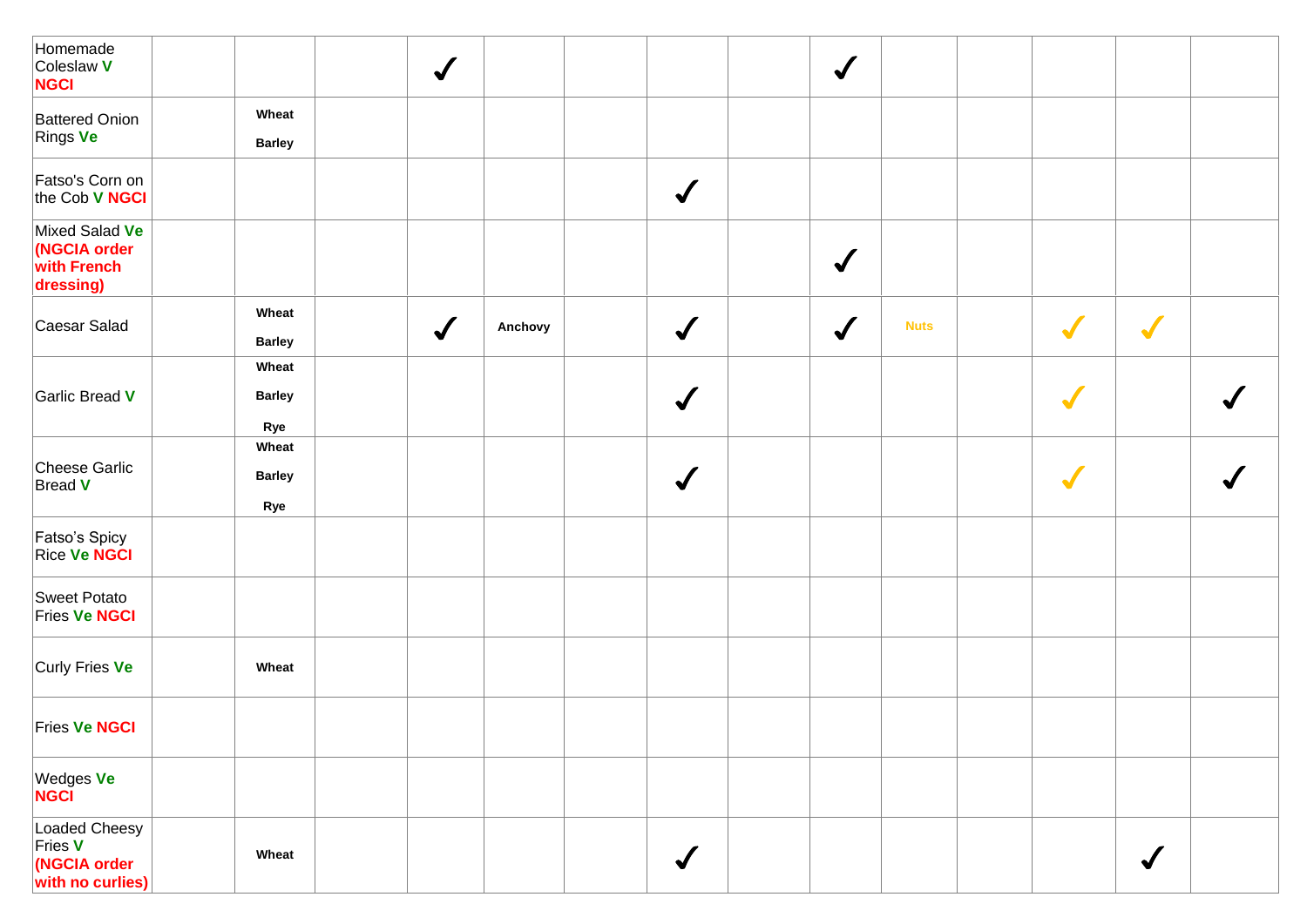| | | | | | | | | | | | | | | |
|---|---|---|---|---|---|---|---|---|---|---|---|---|---|---|
| Homemade Coleslaw **V** **NGCI** | | | | ✓ | | | | | ✓ | | | | | |
| Battered Onion Rings **Ve** | | **Wheat** **Barley** | | | | | | | | | | | | |
| Fatso's Corn on the Cob **V** **NGCI** | | | | | | | ✓ | | | | | | | |
| Mixed Salad **Ve** **(NGCIA order with French dressing)** | | | | | | | | | ✓ | | | | | |
| Caesar Salad | | **Wheat** **Barley** | | ✓ | **Anchovy** | | ✓ | | ✓ | **Nuts** | | ✓ | ✓ | |
| Garlic Bread **V** | | **Wheat** **Barley** **Rye** | | | | | ✓ | | | | | ✓ | | ✓ |
| Cheese Garlic Bread **V** | | **Wheat** **Barley** **Rye** | | | | | ✓ | | | | | ✓ | | ✓ |
| Fatso's Spicy Rice **Ve** **NGCI** | | | | | | | | | | | | | | |
| Sweet Potato Fries **Ve** **NGCI** | | | | | | | | | | | | | | |
| Curly Fries **Ve** | | **Wheat** | | | | | | | | | | | | |
| Fries **Ve** **NGCI** | | | | | | | | | | | | | | |
| Wedges **Ve** **NGCI** | | | | | | | | | | | | | | |
| Loaded Cheesy Fries **V** **(NGCIA order with no curlies)** | | **Wheat** | | | | | ✓ | | | | | | ✓ | |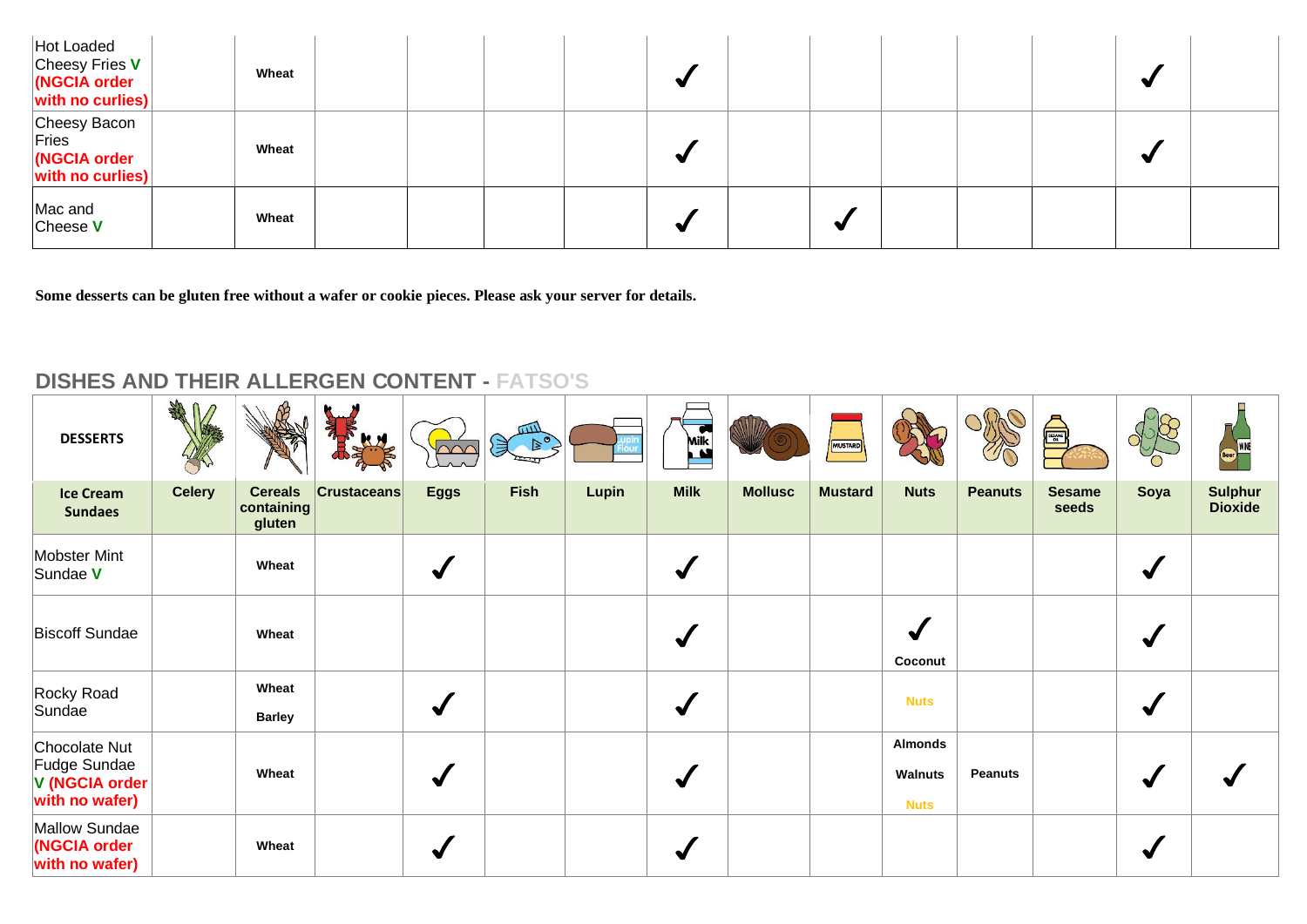| | Celery | Cereals containing gluten | Crustaceans | Eggs | Fish | Lupin | Milk | Mollusc | Mustard | Nuts | Peanuts | Sesame seeds | Soya | Sulphur Dioxide |
|---|---|---|---|---|---|---|---|---|---|---|---|---|---|---|
| Hot Loaded Cheesy Fries V (NGCIA order with no curlies) | | Wheat | | | | | ✓ | | | | | | ✓ | |
| Cheesy Bacon Fries (NGCIA order with no curlies) | | Wheat | | | | | ✓ | | | | | | ✓ | |
| Mac and Cheese V | | Wheat | | | | | ✓ | | ✓ | | | | | |

**Some desserts can be gluten free without a wafer or cookie pieces. Please ask your server for details.**

## DISHES AND THEIR ALLERGEN CONTENT - FATSO'S

| DESSERTS / Ice Cream Sundaes | Celery | Cereals containing gluten | Crustaceans | Eggs | Fish | Lupin | Milk | Mollusc | Mustard | Nuts | Peanuts | Sesame seeds | Soya | Sulphur Dioxide |
|---|---|---|---|---|---|---|---|---|---|---|---|---|---|---|
| Mobster Mint Sundae V | | Wheat | | ✓ | | | ✓ | | | | | | ✓ | |
| Biscoff Sundae | | Wheat | | | | | ✓ | | | ✓ Coconut | | | ✓ | |
| Rocky Road Sundae | | Wheat Barley | | ✓ | | | ✓ | | | Nuts | | | ✓ | |
| Chocolate Nut Fudge Sundae V (NGCIA order with no wafer) | | Wheat | | ✓ | | | ✓ | | | Almonds Walnuts Nuts | Peanuts | | ✓ | ✓ |
| Mallow Sundae (NGCIA order with no wafer) | | Wheat | | ✓ | | | ✓ | | | | | | ✓ | |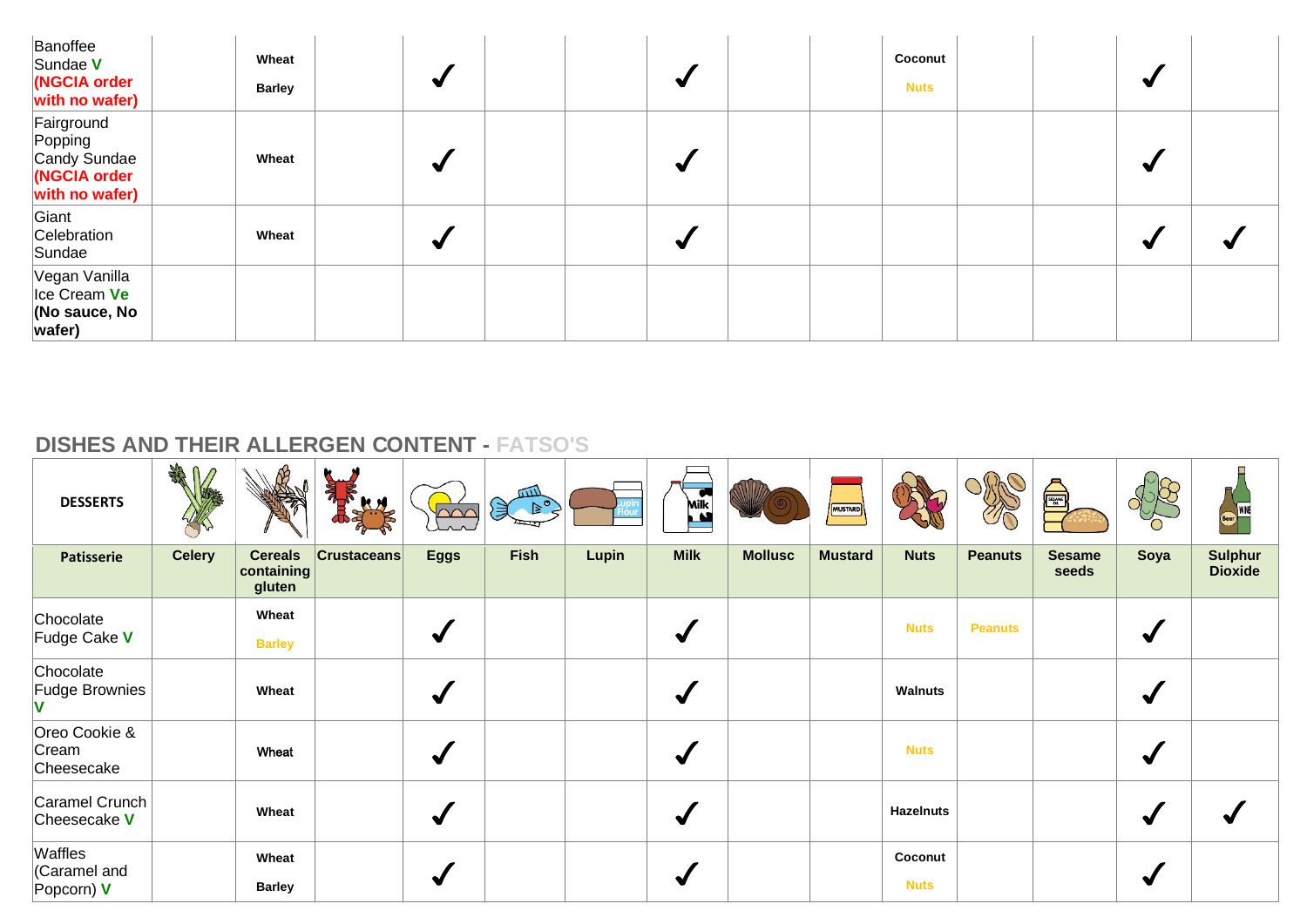| | Celery | Cereals containing gluten | Crustaceans | Eggs | Fish | Lupin | Milk | Mollusc | Mustard | Nuts | Peanuts | Sesame seeds | Soya | Sulphur Dioxide |
|---|---|---|---|---|---|---|---|---|---|---|---|---|---|---|
| Banoffee Sundae **V** **(NGCIA order with no wafer)** | | **Wheat** **Barley** | | ✓ | | | ✓ | | | **Coconut** **Nuts** | | | ✓ | |
| Fairground Popping Candy Sundae **(NGCIA order with no wafer)** | | **Wheat** | | ✓ | | | ✓ | | | | | | ✓ | |
| Giant Celebration Sundae | | **Wheat** | | ✓ | | | ✓ | | | | | | ✓ | ✓ |
| Vegan Vanilla Ice Cream **Ve** **(No sauce, No wafer)** | | | | | | | | | | | | | | |

## DISHES AND THEIR ALLERGEN CONTENT - FATSO'S

| DESSERTS | | | | | | | | | | | | | | |
|---|---|---|---|---|---|---|---|---|---|---|---|---|---|---|
| **Patisserie** | **Celery** | **Cereals containing gluten** | **Crustaceans** | **Eggs** | **Fish** | **Lupin** | **Milk** | **Mollusc** | **Mustard** | **Nuts** | **Peanuts** | **Sesame seeds** | **Soya** | **Sulphur Dioxide** |
| Chocolate Fudge Cake **V** | | **Wheat** **Barley** | | ✓ | | | ✓ | | | **Nuts** | **Peanuts** | | ✓ | |
| Chocolate Fudge Brownies **V** | | **Wheat** | | ✓ | | | ✓ | | | **Walnuts** | | | ✓ | |
| Oreo Cookie & Cream Cheesecake | | **Wheat** | | ✓ | | | ✓ | | | **Nuts** | | | ✓ | |
| Caramel Crunch Cheesecake **V** | | **Wheat** | | ✓ | | | ✓ | | | **Hazelnuts** | | | ✓ | ✓ |
| Waffles (Caramel and Popcorn) **V** | | **Wheat** **Barley** | | ✓ | | | ✓ | | | **Coconut** **Nuts** | | | ✓ | |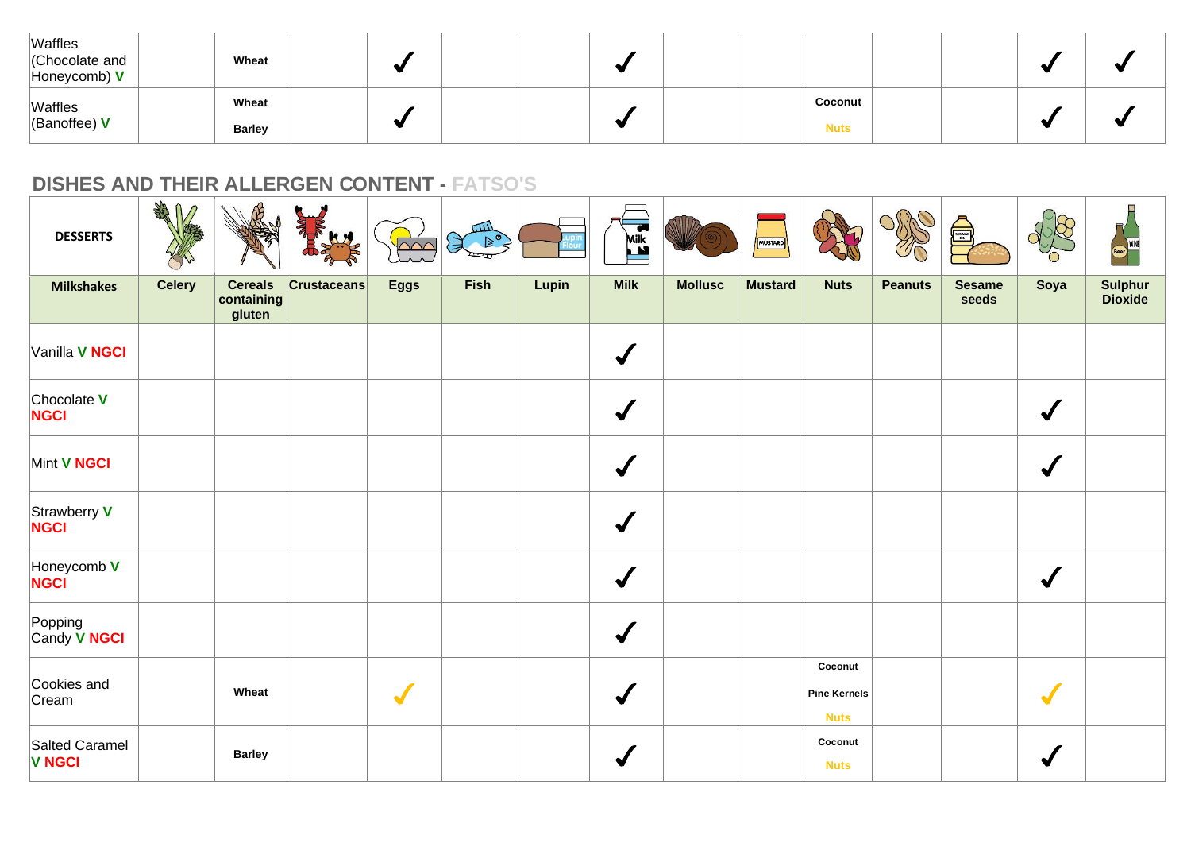| | Celery | Cereals containing gluten | Crustaceans | Eggs | Fish | Lupin | Milk | Mollusc | Mustard | Nuts | Peanuts | Sesame seeds | Soya | Sulphur Dioxide |
|---|---|---|---|---|---|---|---|---|---|---|---|---|---|---|
| Waffles (Chocolate and Honeycomb) **V** | | Wheat | | ✓ | | | ✓ | | | | | | ✓ | ✓ |
| Waffles (Banoffee) **V** | | Wheat Barley | | ✓ | | | ✓ | | | Coconut Nuts | | | ✓ | ✓ |

## DISHES AND THEIR ALLERGEN CONTENT - FATSO'S

| DESSERTS | | | | | | | | | | | | | | |
|---|---|---|---|---|---|---|---|---|---|---|---|---|---|---|
| **Milkshakes** | **Celery** | **Cereals containing gluten** | **Crustaceans** | **Eggs** | **Fish** | **Lupin** | **Milk** | **Mollusc** | **Mustard** | **Nuts** | **Peanuts** | **Sesame seeds** | **Soya** | **Sulphur Dioxide** |
| Vanilla **V** **NGCI** | | | | | | | ✓ | | | | | | | |
| Chocolate **V** **NGCI** | | | | | | | ✓ | | | | | | ✓ | |
| Mint **V** **NGCI** | | | | | | | ✓ | | | | | | ✓ | |
| Strawberry **V** **NGCI** | | | | | | | ✓ | | | | | | | |
| Honeycomb **V** **NGCI** | | | | | | | ✓ | | | | | | ✓ | |
| Popping Candy **V** **NGCI** | | | | | | | ✓ | | | | | | | |
| Cookies and Cream | | Wheat | | ✓ | | | ✓ | | | Coconut Pine Kernels Nuts | | | ✓ | |
| Salted Caramel **V** **NGCI** | | Barley | | | | | ✓ | | | Coconut Nuts | | | ✓ | |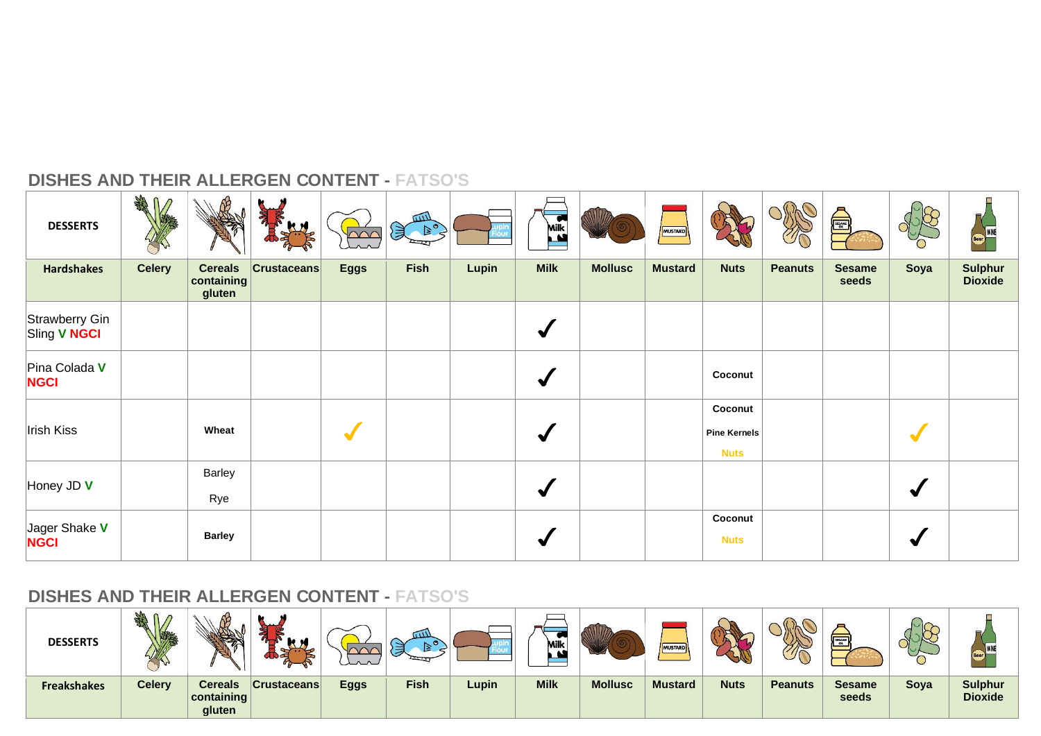## DISHES AND THEIR ALLERGEN CONTENT - FATSO'S

| DESSERTS | | | | | | | | | | | | | | |
|---|---|---|---|---|---|---|---|---|---|---|---|---|---|---|
| Hardshakes | Celery | Cereals containing gluten | Crustaceans | Eggs | Fish | Lupin | Milk | Mollusc | Mustard | Nuts | Peanuts | Sesame seeds | Soya | Sulphur Dioxide |
| Strawberry Gin Sling V NGCI | | | | | | | ✓ | | | | | | | |
| Pina Colada V NGCI | | | | | | | ✓ | | | Coconut | | | | |
| Irish Kiss | | Wheat | | ✓ | | | ✓ | | | Coconut Pine Kernels Nuts | | | ✓ | |
| Honey JD V | | Barley Rye | | | | | ✓ | | | | | | ✓ | |
| Jager Shake V NGCI | | Barley | | | | | ✓ | | | Coconut Nuts | | | ✓ | |

## DISHES AND THEIR ALLERGEN CONTENT - FATSO'S

| DESSERTS | | | | | | | | | | | | | | |
|---|---|---|---|---|---|---|---|---|---|---|---|---|---|---|
| Freakshakes | Celery | Cereals containing gluten | Crustaceans | Eggs | Fish | Lupin | Milk | Mollusc | Mustard | Nuts | Peanuts | Sesame seeds | Soya | Sulphur Dioxide |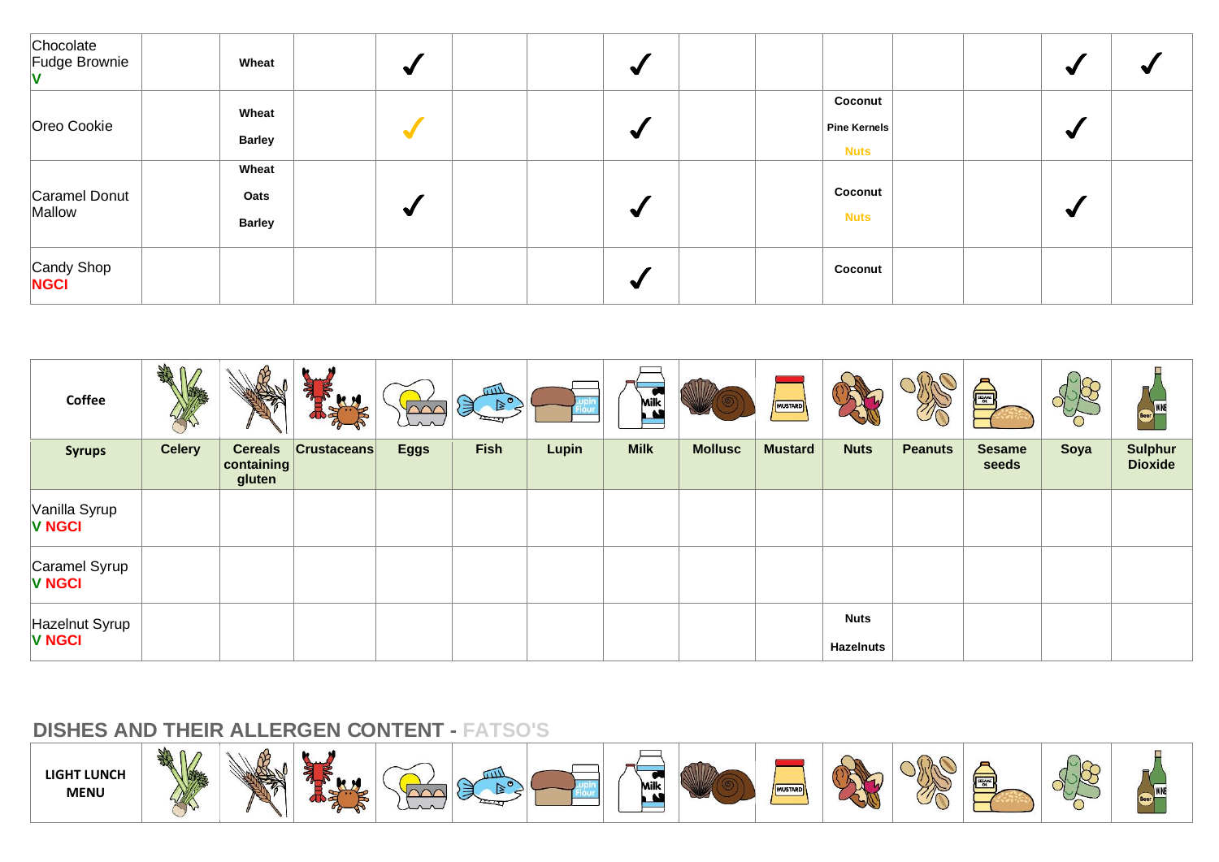| | Celery | Cereals containing gluten | Crustaceans | Eggs | Fish | Lupin | Milk | Mollusc | Mustard | Nuts | Peanuts | Sesame seeds | Soya | Sulphur Dioxide |
|---|---|---|---|---|---|---|---|---|---|---|---|---|---|---|
| Chocolate Fudge Brownie **V** | | **Wheat** | | ✓ | | | ✓ | | | | | | ✓ | ✓ |
| Oreo Cookie | | **Wheat** **Barley** | | ✓ | | | ✓ | | | **Coconut** **Pine Kernels** **Nuts** | | | ✓ | |
| Caramel Donut Mallow | | **Wheat** **Oats** **Barley** | | ✓ | | | ✓ | | | **Coconut** **Nuts** | | | ✓ | |
| Candy Shop **NGCI** | | | | | | | ✓ | | | **Coconut** | | | | |

| **Coffee** | | | | | | | | | | | | | | |
|---|---|---|---|---|---|---|---|---|---|---|---|---|---|---|
| **Syrups** | **Celery** | **Cereals containing gluten** | **Crustaceans** | **Eggs** | **Fish** | **Lupin** | **Milk** | **Mollusc** | **Mustard** | **Nuts** | **Peanuts** | **Sesame seeds** | **Soya** | **Sulphur Dioxide** |
| Vanilla Syrup **V NGCI** | | | | | | | | | | | | | | |
| Caramel Syrup **V NGCI** | | | | | | | | | | | | | | |
| Hazelnut Syrup **V NGCI** | | | | | | | | | | **Nuts** **Hazelnuts** | | | | |

## DISHES AND THEIR ALLERGEN CONTENT - FATSO'S

| **LIGHT LUNCH MENU** | | | | | | | | | | | | | | |
|---|---|---|---|---|---|---|---|---|---|---|---|---|---|---|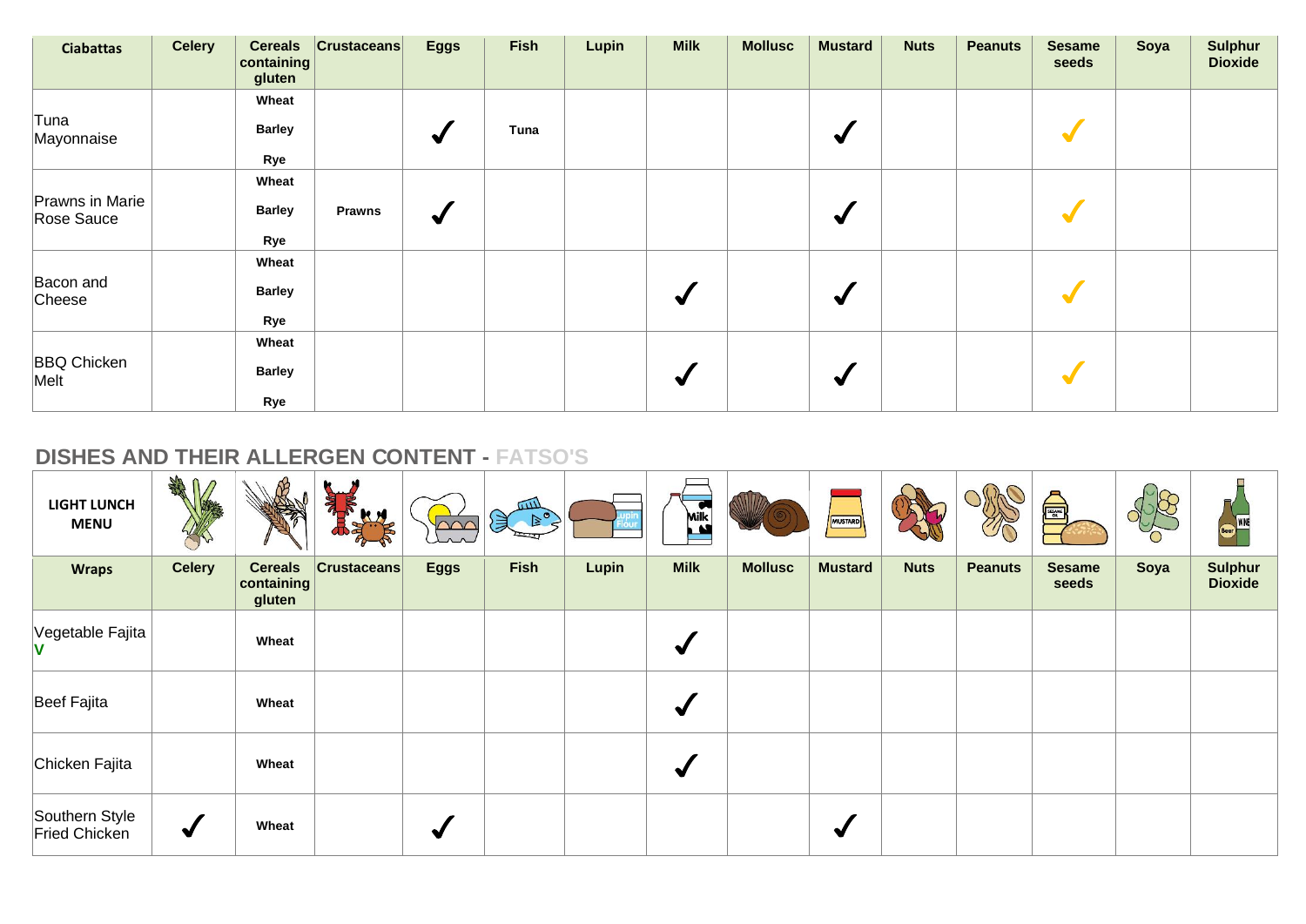| Ciabattas | Celery | Cereals containing gluten | Crustaceans | Eggs | Fish | Lupin | Milk | Mollusc | Mustard | Nuts | Peanuts | Sesame seeds | Soya | Sulphur Dioxide |
|---|---|---|---|---|---|---|---|---|---|---|---|---|---|---|
| Tuna Mayonnaise | | Wheat Barley Rye | | ✓ | Tuna | | | | ✓ | | | ✓ | | |
| Prawns in Marie Rose Sauce | | Wheat Barley Rye | Prawns | ✓ | | | | | ✓ | | | ✓ | | |
| Bacon and Cheese | | Wheat Barley Rye | | | | | ✓ | | ✓ | | | ✓ | | |
| BBQ Chicken Melt | | Wheat Barley Rye | | | | | ✓ | | ✓ | | | ✓ | | |

## DISHES AND THEIR ALLERGEN CONTENT - FATSO'S

**LIGHT LUNCH MENU**

| Wraps | Celery | Cereals containing gluten | Crustaceans | Eggs | Fish | Lupin | Milk | Mollusc | Mustard | Nuts | Peanuts | Sesame seeds | Soya | Sulphur Dioxide |
|---|---|---|---|---|---|---|---|---|---|---|---|---|---|---|
| Vegetable Fajita V | | Wheat | | | | | ✓ | | | | | | | |
| Beef Fajita | | Wheat | | | | | ✓ | | | | | | | |
| Chicken Fajita | | Wheat | | | | | ✓ | | | | | | | |
| Southern Style Fried Chicken | ✓ | Wheat | | ✓ | | | | | ✓ | | | | | |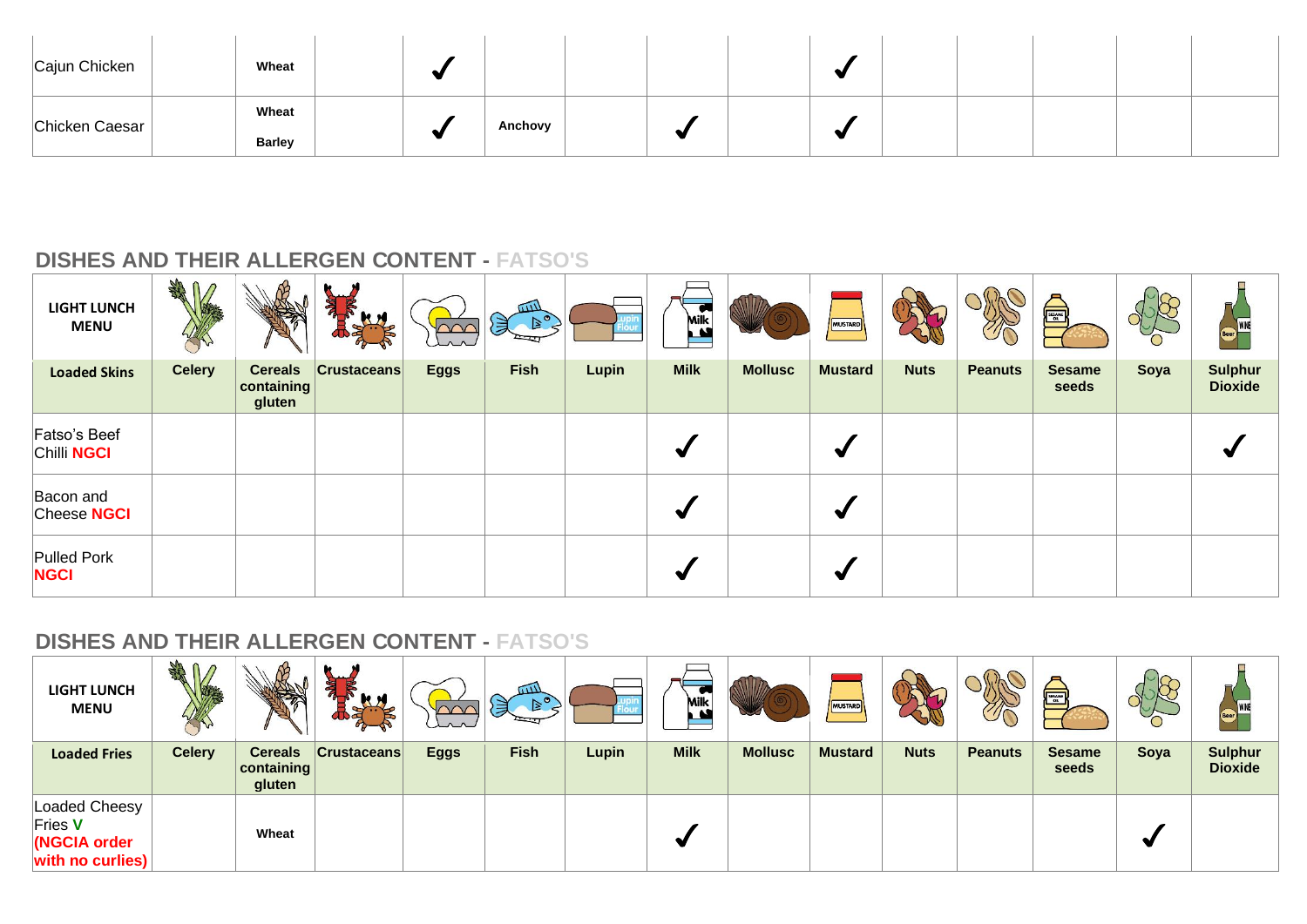| | | | | | | | | | | | | | | |
|---|---|---|---|---|---|---|---|---|---|---|---|---|---|---|
| Cajun Chicken | | Wheat | | ✓ | | | | | ✓ | | | | | |
| Chicken Caesar | | Wheat Barley | | ✓ | Anchovy | | ✓ | | ✓ | | | | | |

## DISHES AND THEIR ALLERGEN CONTENT - FATSO'S

| LIGHT LUNCH MENU | | | | | | | | | | | | | | |
|---|---|---|---|---|---|---|---|---|---|---|---|---|---|---|
| **Loaded Skins** | **Celery** | **Cereals containing gluten** | **Crustaceans** | **Eggs** | **Fish** | **Lupin** | **Milk** | **Mollusc** | **Mustard** | **Nuts** | **Peanuts** | **Sesame seeds** | **Soya** | **Sulphur Dioxide** |
| Fatso's Beef Chilli **NGCI** | | | | | | | ✓ | | ✓ | | | | | ✓ |
| Bacon and Cheese **NGCI** | | | | | | | ✓ | | ✓ | | | | | |
| Pulled Pork **NGCI** | | | | | | | ✓ | | ✓ | | | | | |

## DISHES AND THEIR ALLERGEN CONTENT - FATSO'S

| LIGHT LUNCH MENU | | | | | | | | | | | | | | |
|---|---|---|---|---|---|---|---|---|---|---|---|---|---|---|
| **Loaded Fries** | **Celery** | **Cereals containing gluten** | **Crustaceans** | **Eggs** | **Fish** | **Lupin** | **Milk** | **Mollusc** | **Mustard** | **Nuts** | **Peanuts** | **Sesame seeds** | **Soya** | **Sulphur Dioxide** |
| Loaded Cheesy Fries **V** **(NGCIA order with no curlies)** | | Wheat | | | | | ✓ | | | | | | ✓ | |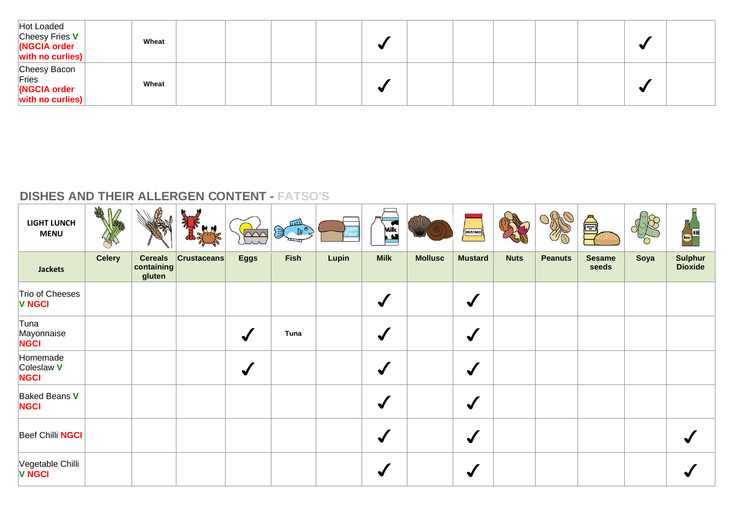| | | | | | | | | | | | | | | |
|---|---|---|---|---|---|---|---|---|---|---|---|---|---|---|
| Hot Loaded Cheesy Fries V (NGCIA order with no curlies) | | Wheat | | | | | ✓ | | | | | | ✓ | |
| Cheesy Bacon Fries (NGCIA order with no curlies) | | Wheat | | | | | ✓ | | | | | | ✓ | |

## DISHES AND THEIR ALLERGEN CONTENT - FATSO'S

| LIGHT LUNCH MENU | | | | | | | | | | | | | | |
|---|---|---|---|---|---|---|---|---|---|---|---|---|---|---|
| **Jackets** | **Celery** | **Cereals containing gluten** | **Crustaceans** | **Eggs** | **Fish** | **Lupin** | **Milk** | **Mollusc** | **Mustard** | **Nuts** | **Peanuts** | **Sesame seeds** | **Soya** | **Sulphur Dioxide** |
| Trio of Cheeses V NGCI | | | | | | | ✓ | | ✓ | | | | | |
| Tuna Mayonnaise NGCI | | | | ✓ | Tuna | | ✓ | | ✓ | | | | | |
| Homemade Coleslaw V NGCI | | | | ✓ | | | ✓ | | ✓ | | | | | |
| Baked Beans V NGCI | | | | | | | ✓ | | ✓ | | | | | |
| Beef Chilli NGCI | | | | | | | ✓ | | ✓ | | | | | ✓ |
| Vegetable Chilli V NGCI | | | | | | | ✓ | | ✓ | | | | | ✓ |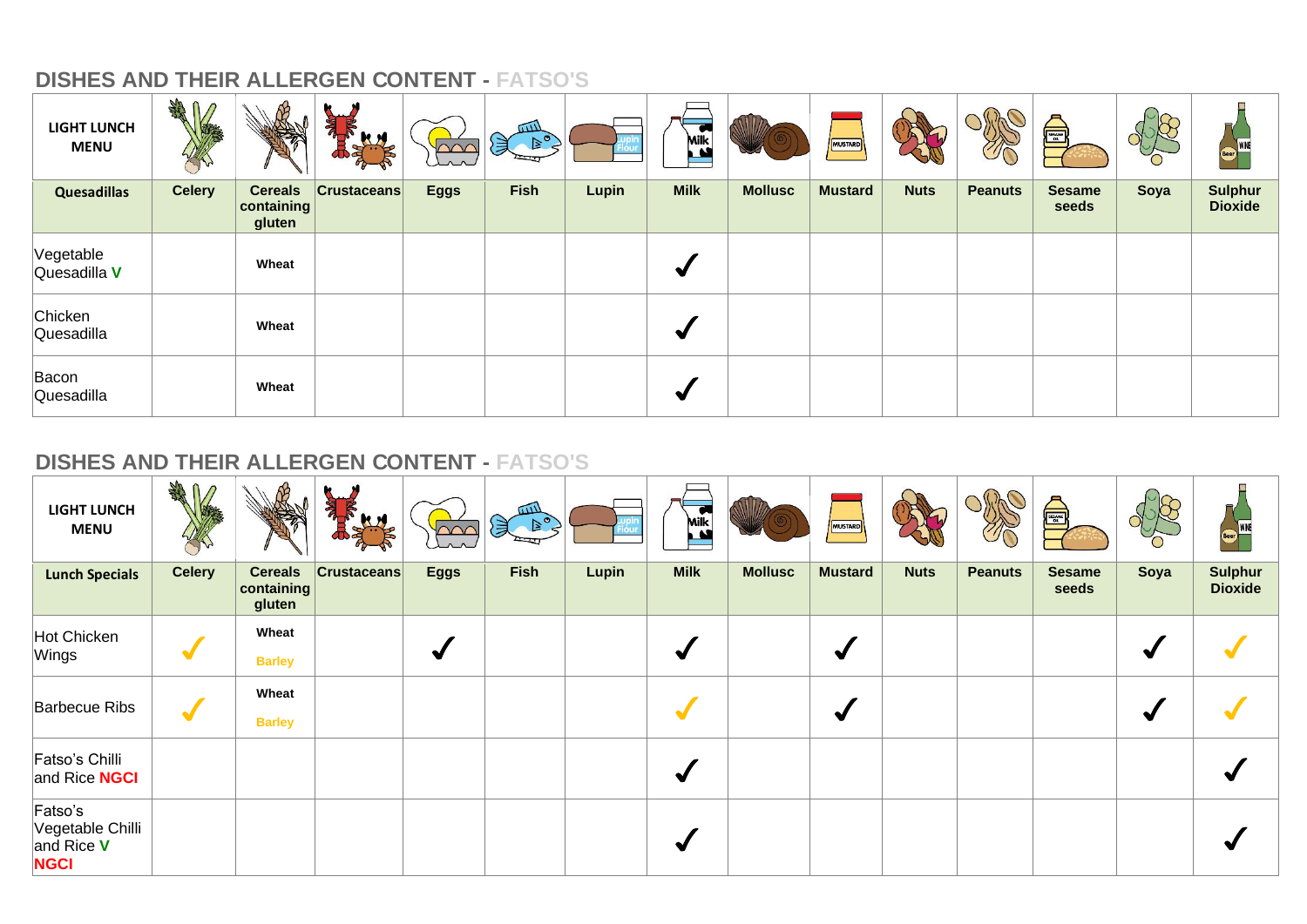## DISHES AND THEIR ALLERGEN CONTENT - FATSO'S

| LIGHT LUNCH MENU | | | | | | | | | | | | | | |
|---|---|---|---|---|---|---|---|---|---|---|---|---|---|---|
| **Quesadillas** | **Celery** | **Cereals containing gluten** | **Crustaceans** | **Eggs** | **Fish** | **Lupin** | **Milk** | **Mollusc** | **Mustard** | **Nuts** | **Peanuts** | **Sesame seeds** | **Soya** | **Sulphur Dioxide** |
| Vegetable Quesadilla **V** | | **Wheat** | | | | | ✓ | | | | | | | |
| Chicken Quesadilla | | **Wheat** | | | | | ✓ | | | | | | | |
| Bacon Quesadilla | | **Wheat** | | | | | ✓ | | | | | | | |

## DISHES AND THEIR ALLERGEN CONTENT - FATSO'S

| LIGHT LUNCH MENU | | | | | | | | | | | | | | |
|---|---|---|---|---|---|---|---|---|---|---|---|---|---|---|
| **Lunch Specials** | **Celery** | **Cereals containing gluten** | **Crustaceans** | **Eggs** | **Fish** | **Lupin** | **Milk** | **Mollusc** | **Mustard** | **Nuts** | **Peanuts** | **Sesame seeds** | **Soya** | **Sulphur Dioxide** |
| Hot Chicken Wings | ✓ | **Wheat** **Barley** | | ✓ | | | ✓ | | ✓ | | | | ✓ | ✓ |
| Barbecue Ribs | ✓ | **Wheat** **Barley** | | | | | ✓ | | ✓ | | | | ✓ | ✓ |
| Fatso's Chilli and Rice **NGCI** | | | | | | | ✓ | | | | | | | ✓ |
| Fatso's Vegetable Chilli and Rice **V** **NGCI** | | | | | | | ✓ | | | | | | | ✓ |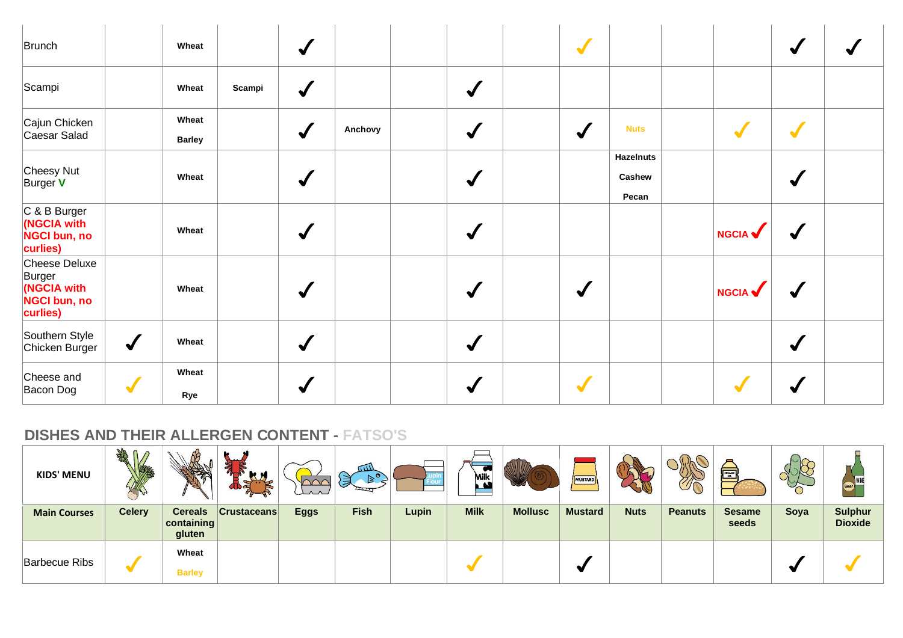| | | | | | | | | | | | | | | |
|---|---|---|---|---|---|---|---|---|---|---|---|---|---|---|
| Brunch | | Wheat | | ✓ | | | | | ✓ | | | | ✓ | ✓ |
| Scampi | | Wheat | Scampi | ✓ | | | ✓ | | | | | | | |
| Cajun Chicken Caesar Salad | | Wheat Barley | | ✓ | Anchovy | | ✓ | | ✓ | Nuts | | ✓ | ✓ | |
| Cheesy Nut Burger **V** | | Wheat | | ✓ | | | ✓ | | | Hazelnuts Cashew Pecan | | | ✓ | |
| C & B Burger **(NGCIA with NGCI bun, no curlies)** | | Wheat | | ✓ | | | ✓ | | | | | NGCIA ✓ | ✓ | |
| Cheese Deluxe Burger **(NGCIA with NGCI bun, no curlies)** | | Wheat | | ✓ | | | ✓ | | ✓ | | | NGCIA ✓ | ✓ | |
| Southern Style Chicken Burger | ✓ | Wheat | | ✓ | | | ✓ | | | | | | ✓ | |
| Cheese and Bacon Dog | ✓ | Wheat Rye | | ✓ | | | ✓ | | ✓ | | | ✓ | ✓ | |

## DISHES AND THEIR ALLERGEN CONTENT - FATSO'S

| **KIDS' MENU** | | | | | | | | | | | | | | |
|---|---|---|---|---|---|---|---|---|---|---|---|---|---|---|
| **Main Courses** | **Celery** | **Cereals containing gluten** | **Crustaceans** | **Eggs** | **Fish** | **Lupin** | **Milk** | **Mollusc** | **Mustard** | **Nuts** | **Peanuts** | **Sesame seeds** | **Soya** | **Sulphur Dioxide** |
| Barbecue Ribs | ✓ | Wheat Barley | | | | | ✓ | | ✓ | | | | ✓ | ✓ |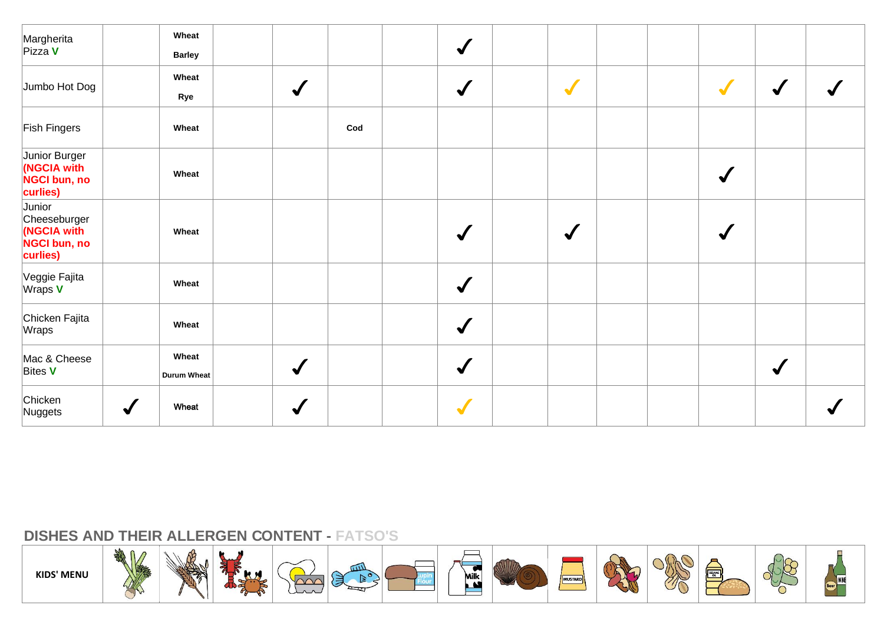## DISHES AND THEIR ALLERGEN CONTENT - FATSO'S

| KIDS' MENU | Celery | Cereals containing gluten | Crustaceans | Eggs | Fish | Lupin | Milk | Molluscs | Mustard | Tree nuts | Peanuts | Sesame | Soya | Sulphites |
|---|---|---|---|---|---|---|---|---|---|---|---|---|---|---|
| Margherita Pizza **V** | | **Wheat** **Barley** | | | | | ✓ | | | | | | | |
| Jumbo Hot Dog | | **Wheat** **Rye** | | ✓ | | | ✓ | | ✓ | | | ✓ | ✓ | ✓ |
| Fish Fingers | | **Wheat** | | | **Cod** | | | | | | | | | |
| Junior Burger **(NGCIA with NGCI bun, no curlies)** | | **Wheat** | | | | | | | | | | ✓ | | |
| Junior Cheeseburger **(NGCIA with NGCI bun, no curlies)** | | **Wheat** | | | | | ✓ | | ✓ | | | ✓ | | |
| Veggie Fajita Wraps **V** | | **Wheat** | | | | | ✓ | | | | | | | |
| Chicken Fajita Wraps | | **Wheat** | | | | | ✓ | | | | | | | |
| Mac & Cheese Bites **V** | | **Wheat** **Durum Wheat** | | ✓ | | | ✓ | | | | | | ✓ | |
| Chicken Nuggets | ✓ | **Wheat** | | ✓ | | | ✓ | | | | | | | ✓ |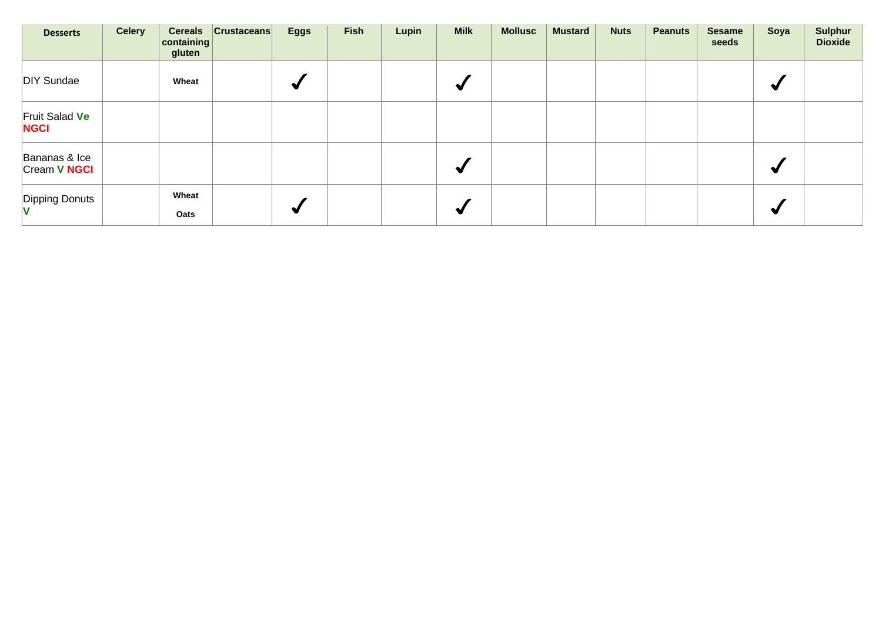| Desserts | Celery | Cereals containing gluten | Crustaceans | Eggs | Fish | Lupin | Milk | Mollusc | Mustard | Nuts | Peanuts | Sesame seeds | Soya | Sulphur Dioxide |
|---|---|---|---|---|---|---|---|---|---|---|---|---|---|---|
| DIY Sundae | | **Wheat** | | ✓ | | | ✓ | | | | | | ✓ | |
| Fruit Salad **Ve** **NGCI** | | | | | | | | | | | | | | |
| Bananas & Ice Cream **V** **NGCI** | | | | | | | ✓ | | | | | | ✓ | |
| Dipping Donuts **V** | | **Wheat** **Oats** | | ✓ | | | ✓ | | | | | | ✓ | |